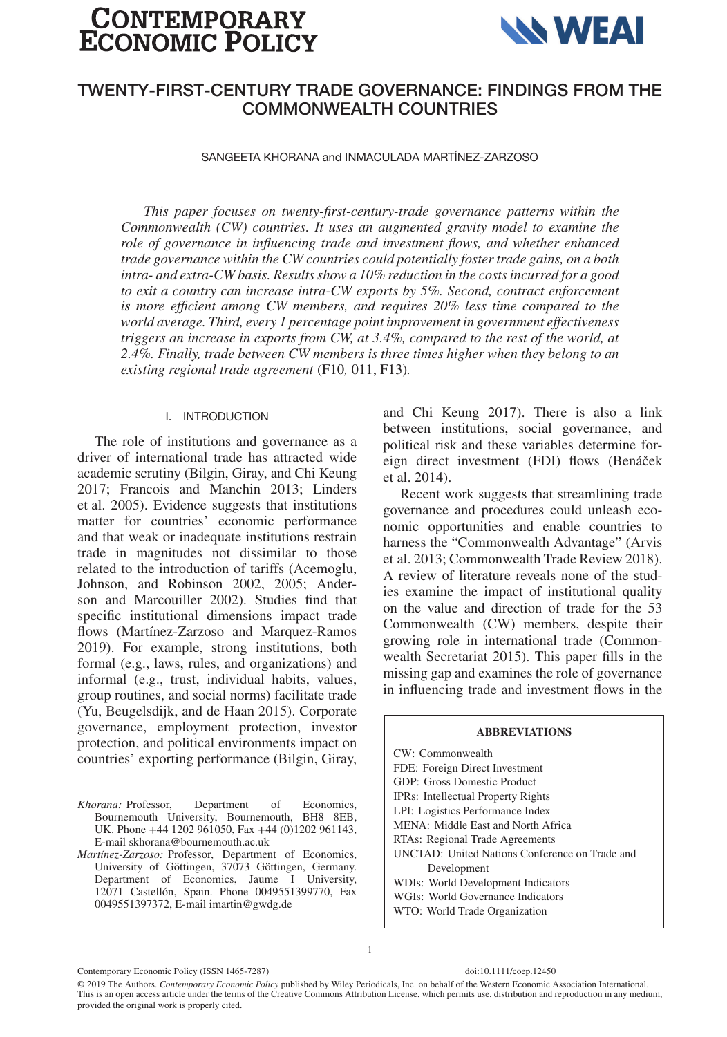# TWENTY-FIRST-CENTURY TRADE GOVERNANCE: FINDINGS FROM THE COMMONWEALTH COUNTRIES

SANGEETA KHORANA and INMACULADA MARTÍNEZ-ZARZOSO

*This paper focuses on twenty-first-century-trade governance patterns within the Commonwealth (CW) countries. It uses an augmented gravity model to examine the role of governance in influencing trade and investment flows, and whether enhanced trade governance within the CW countries could potentially foster trade gains, on a both intra- and extra-CW basis. Results show a 10% reduction in the costs incurred for a good to exit a country can increase intra-CW exports by 5%. Second, contract enforcement is more efficient among CW members, and requires 20% less time compared to the world average. Third, every 1 percentage point improvement in government effectiveness triggers an increase in exports from CW, at 3.4%, compared to the rest of the world, at 2.4%. Finally, trade between CW members is three times higher when they belong to an existing regional trade agreement* (F10, 011, F13).

## I. INTRODUCTION

The role of institutions and governance as a driver of international trade has attracted wide academic scrutiny (Bilgin, Giray, and Chi Keung 2017; Francois and Manchin 2013; Linders et al. 2005). Evidence suggests that institutions matter for countries' economic performance and that weak or inadequate institutions restrain trade in magnitudes not dissimilar to those related to the introduction of tariffs (Acemoglu, Johnson, and Robinson 2002, 2005; Anderson and Marcouiller 2002). Studies find that specific institutional dimensions impact trade flows (Martínez-Zarzoso and Marquez-Ramos 2019). For example, strong institutions, both formal (e.g., laws, rules, and organizations) and informal (e.g., trust, individual habits, values, group routines, and social norms) facilitate trade (Yu, Beugelsdijk, and de Haan 2015). Corporate governance, employment protection, investor protection, and political environments impact on countries' exporting performance (Bilgin, Giray, and Chi Keung 2017). There is also a link between institutions, social governance, and political risk and these variables determine foreign direct investment (FDI) flows (Benáček et al. 2014).

Recent work suggests that streamlining trade governance and procedures could unleash economic opportunities and enable countries to harness the "Commonwealth Advantage" (Arvis et al. 2013; Commonwealth Trade Review 2018). A review of literature reveals none of the studies examine the impact of institutional quality on the value and direction of trade for the 53 Commonwealth (CW) members, despite their growing role in international trade (Commonwealth Secretariat 2015). This paper fills in the missing gap and examines the role of governance in influencing trade and investment flows in the

*Khorana:* Professor, Department of Economics, Bournemouth University, Bournemouth, BH8 8EB, UK. Phone +44 1202 961050, Fax +44 (0)1202 961143, E-mail skhorana@bournemouth.ac.uk

*Martínez-Zarzoso:* Professor, Department of Economics, University of Göttingen, 37073 Göttingen, Germany. Department of Economics, Jaume I University, 12071 Castellón, Spain. Phone 0049551399770, Fax 0049551397372, E-mail imartin@gwdg.de

**ABBREVIATIONS**

CW: Commonwealth
FDE: Foreign Direct Investment
GDP: Gross Domestic Product
IPRs: Intellectual Property Rights
LPI: Logistics Performance Index
MENA: Middle East and North Africa
RTAs: Regional Trade Agreements
UNCTAD: United Nations Conference on Trade and Development
WDIs: World Development Indicators
WGIs: World Governance Indicators
WTO: World Trade Organization

Contemporary Economic Policy (ISSN 1465-7287) doi:10.1111/coep.12450

© 2019 The Authors. *Contemporary Economic Policy* published by Wiley Periodicals, Inc. on behalf of the Western Economic Association International. This is an open access article under the terms of the Creative Commons Attribution License, which permits use, distribution and reproduction in any medium, provided the original work is properly cited.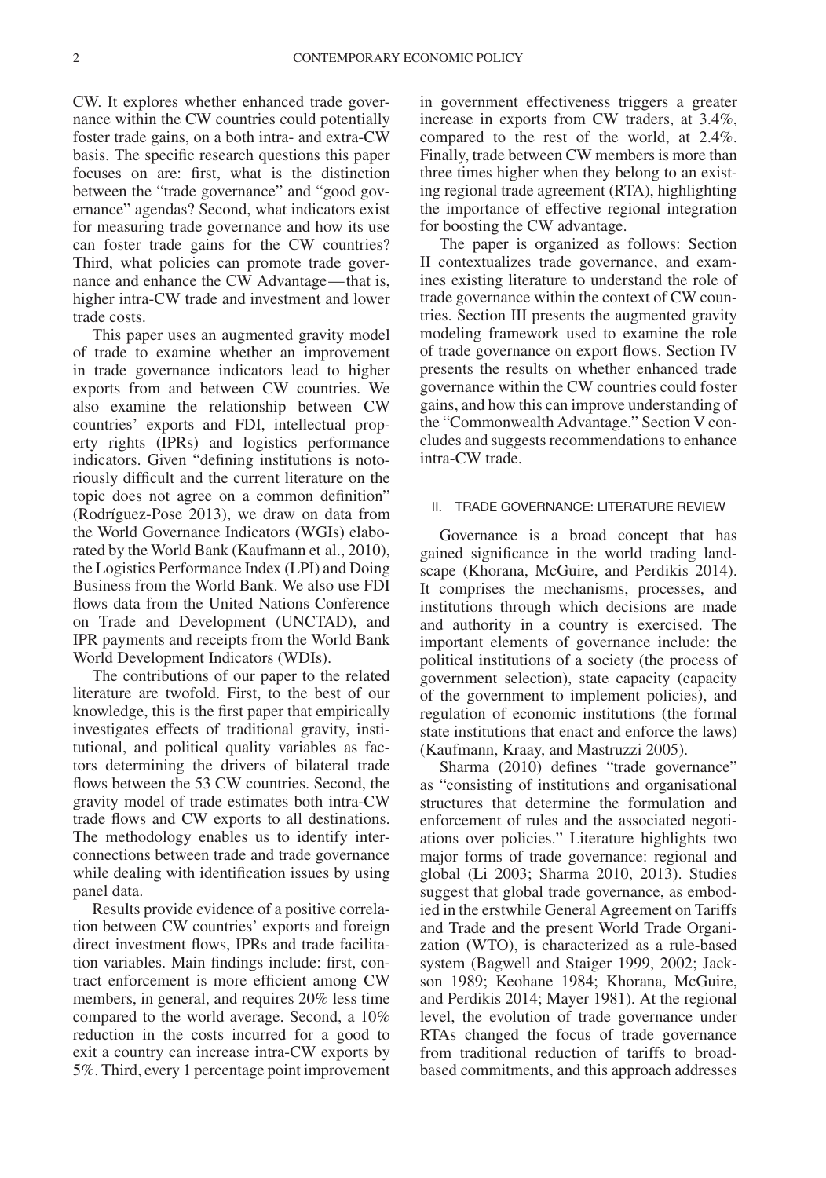CW. It explores whether enhanced trade governance within the CW countries could potentially foster trade gains, on a both intra- and extra-CW basis. The specific research questions this paper focuses on are: first, what is the distinction between the "trade governance" and "good governance" agendas? Second, what indicators exist for measuring trade governance and how its use can foster trade gains for the CW countries? Third, what policies can promote trade governance and enhance the CW Advantage—that is, higher intra-CW trade and investment and lower trade costs.

This paper uses an augmented gravity model of trade to examine whether an improvement in trade governance indicators lead to higher exports from and between CW countries. We also examine the relationship between CW countries' exports and FDI, intellectual property rights (IPRs) and logistics performance indicators. Given "defining institutions is notoriously difficult and the current literature on the topic does not agree on a common definition" (Rodríguez-Pose 2013), we draw on data from the World Governance Indicators (WGIs) elaborated by the World Bank (Kaufmann et al., 2010), the Logistics Performance Index (LPI) and Doing Business from the World Bank. We also use FDI flows data from the United Nations Conference on Trade and Development (UNCTAD), and IPR payments and receipts from the World Bank World Development Indicators (WDIs).

The contributions of our paper to the related literature are twofold. First, to the best of our knowledge, this is the first paper that empirically investigates effects of traditional gravity, institutional, and political quality variables as factors determining the drivers of bilateral trade flows between the 53 CW countries. Second, the gravity model of trade estimates both intra-CW trade flows and CW exports to all destinations. The methodology enables us to identify interconnections between trade and trade governance while dealing with identification issues by using panel data.

Results provide evidence of a positive correlation between CW countries' exports and foreign direct investment flows, IPRs and trade facilitation variables. Main findings include: first, contract enforcement is more efficient among CW members, in general, and requires 20% less time compared to the world average. Second, a 10% reduction in the costs incurred for a good to exit a country can increase intra-CW exports by 5%. Third, every 1 percentage point improvement in government effectiveness triggers a greater increase in exports from CW traders, at 3.4%, compared to the rest of the world, at 2.4%. Finally, trade between CW members is more than three times higher when they belong to an existing regional trade agreement (RTA), highlighting the importance of effective regional integration for boosting the CW advantage.

The paper is organized as follows: Section II contextualizes trade governance, and examines existing literature to understand the role of trade governance within the context of CW countries. Section III presents the augmented gravity modeling framework used to examine the role of trade governance on export flows. Section IV presents the results on whether enhanced trade governance within the CW countries could foster gains, and how this can improve understanding of the "Commonwealth Advantage." Section V concludes and suggests recommendations to enhance intra-CW trade.

## II. TRADE GOVERNANCE: LITERATURE REVIEW

Governance is a broad concept that has gained significance in the world trading landscape (Khorana, McGuire, and Perdikis 2014). It comprises the mechanisms, processes, and institutions through which decisions are made and authority in a country is exercised. The important elements of governance include: the political institutions of a society (the process of government selection), state capacity (capacity of the government to implement policies), and regulation of economic institutions (the formal state institutions that enact and enforce the laws) (Kaufmann, Kraay, and Mastruzzi 2005).

Sharma (2010) defines "trade governance" as "consisting of institutions and organisational structures that determine the formulation and enforcement of rules and the associated negotiations over policies." Literature highlights two major forms of trade governance: regional and global (Li 2003; Sharma 2010, 2013). Studies suggest that global trade governance, as embodied in the erstwhile General Agreement on Tariffs and Trade and the present World Trade Organization (WTO), is characterized as a rule-based system (Bagwell and Staiger 1999, 2002; Jackson 1989; Keohane 1984; Khorana, McGuire, and Perdikis 2014; Mayer 1981). At the regional level, the evolution of trade governance under RTAs changed the focus of trade governance from traditional reduction of tariffs to broad-based commitments, and this approach addresses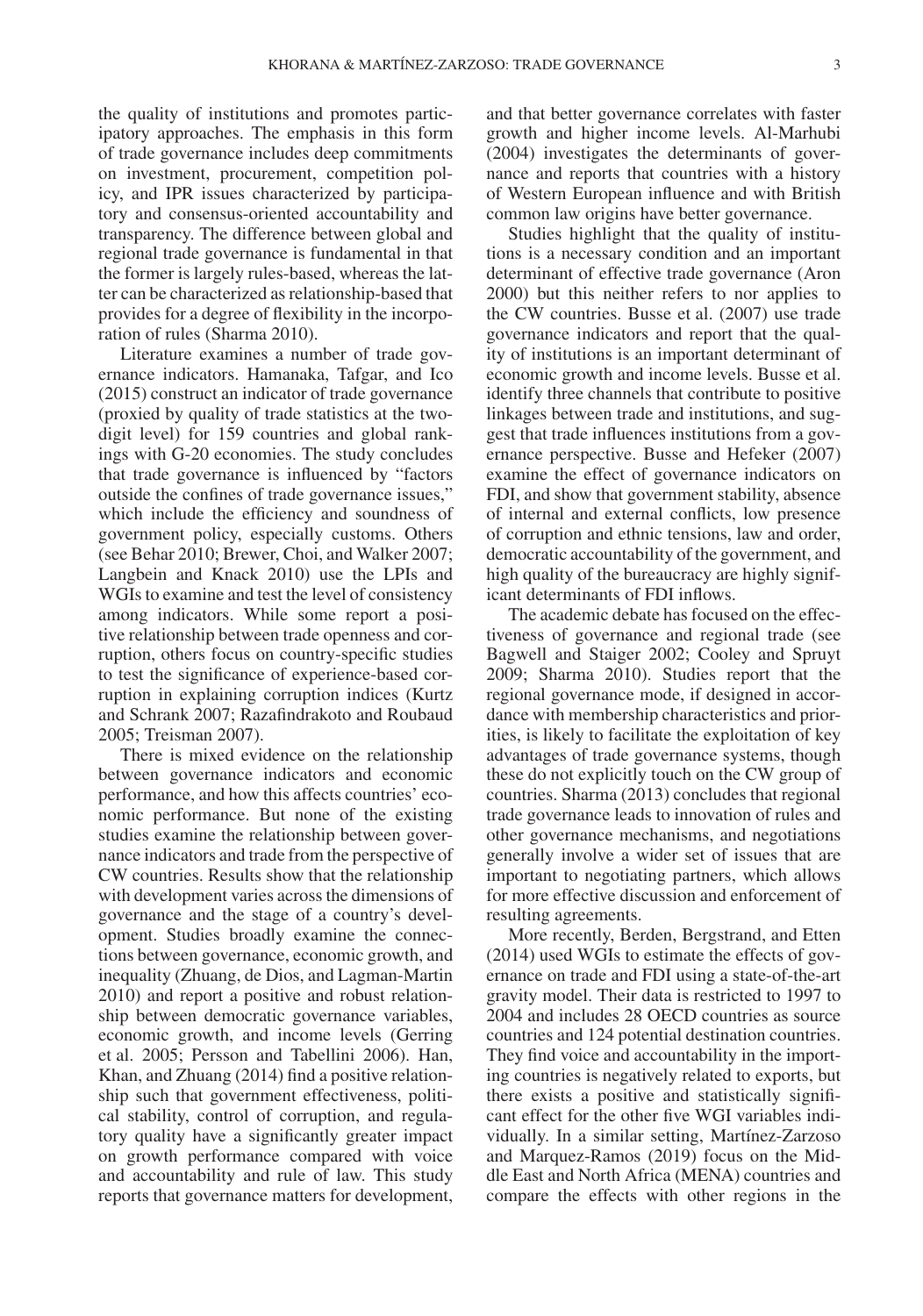the quality of institutions and promotes participatory approaches. The emphasis in this form of trade governance includes deep commitments on investment, procurement, competition policy, and IPR issues characterized by participatory and consensus-oriented accountability and transparency. The difference between global and regional trade governance is fundamental in that the former is largely rules-based, whereas the latter can be characterized as relationship-based that provides for a degree of flexibility in the incorporation of rules (Sharma 2010).

Literature examines a number of trade governance indicators. Hamanaka, Tafgar, and Ico (2015) construct an indicator of trade governance (proxied by quality of trade statistics at the two-digit level) for 159 countries and global rankings with G-20 economies. The study concludes that trade governance is influenced by "factors outside the confines of trade governance issues," which include the efficiency and soundness of government policy, especially customs. Others (see Behar 2010; Brewer, Choi, and Walker 2007; Langbein and Knack 2010) use the LPIs and WGIs to examine and test the level of consistency among indicators. While some report a positive relationship between trade openness and corruption, others focus on country-specific studies to test the significance of experience-based corruption in explaining corruption indices (Kurtz and Schrank 2007; Razafindrakoto and Roubaud 2005; Treisman 2007).

There is mixed evidence on the relationship between governance indicators and economic performance, and how this affects countries' economic performance. But none of the existing studies examine the relationship between governance indicators and trade from the perspective of CW countries. Results show that the relationship with development varies across the dimensions of governance and the stage of a country's development. Studies broadly examine the connections between governance, economic growth, and inequality (Zhuang, de Dios, and Lagman-Martin 2010) and report a positive and robust relationship between democratic governance variables, economic growth, and income levels (Gerring et al. 2005; Persson and Tabellini 2006). Han, Khan, and Zhuang (2014) find a positive relationship such that government effectiveness, political stability, control of corruption, and regulatory quality have a significantly greater impact on growth performance compared with voice and accountability and rule of law. This study reports that governance matters for development, and that better governance correlates with faster growth and higher income levels. Al-Marhubi (2004) investigates the determinants of governance and reports that countries with a history of Western European influence and with British common law origins have better governance.

Studies highlight that the quality of institutions is a necessary condition and an important determinant of effective trade governance (Aron 2000) but this neither refers to nor applies to the CW countries. Busse et al. (2007) use trade governance indicators and report that the quality of institutions is an important determinant of economic growth and income levels. Busse et al. identify three channels that contribute to positive linkages between trade and institutions, and suggest that trade influences institutions from a governance perspective. Busse and Hefeker (2007) examine the effect of governance indicators on FDI, and show that government stability, absence of internal and external conflicts, low presence of corruption and ethnic tensions, law and order, democratic accountability of the government, and high quality of the bureaucracy are highly significant determinants of FDI inflows.

The academic debate has focused on the effectiveness of governance and regional trade (see Bagwell and Staiger 2002; Cooley and Spruyt 2009; Sharma 2010). Studies report that the regional governance mode, if designed in accordance with membership characteristics and priorities, is likely to facilitate the exploitation of key advantages of trade governance systems, though these do not explicitly touch on the CW group of countries. Sharma (2013) concludes that regional trade governance leads to innovation of rules and other governance mechanisms, and negotiations generally involve a wider set of issues that are important to negotiating partners, which allows for more effective discussion and enforcement of resulting agreements.

More recently, Berden, Bergstrand, and Etten (2014) used WGIs to estimate the effects of governance on trade and FDI using a state-of-the-art gravity model. Their data is restricted to 1997 to 2004 and includes 28 OECD countries as source countries and 124 potential destination countries. They find voice and accountability in the importing countries is negatively related to exports, but there exists a positive and statistically significant effect for the other five WGI variables individually. In a similar setting, Martínez-Zarzoso and Marquez-Ramos (2019) focus on the Middle East and North Africa (MENA) countries and compare the effects with other regions in the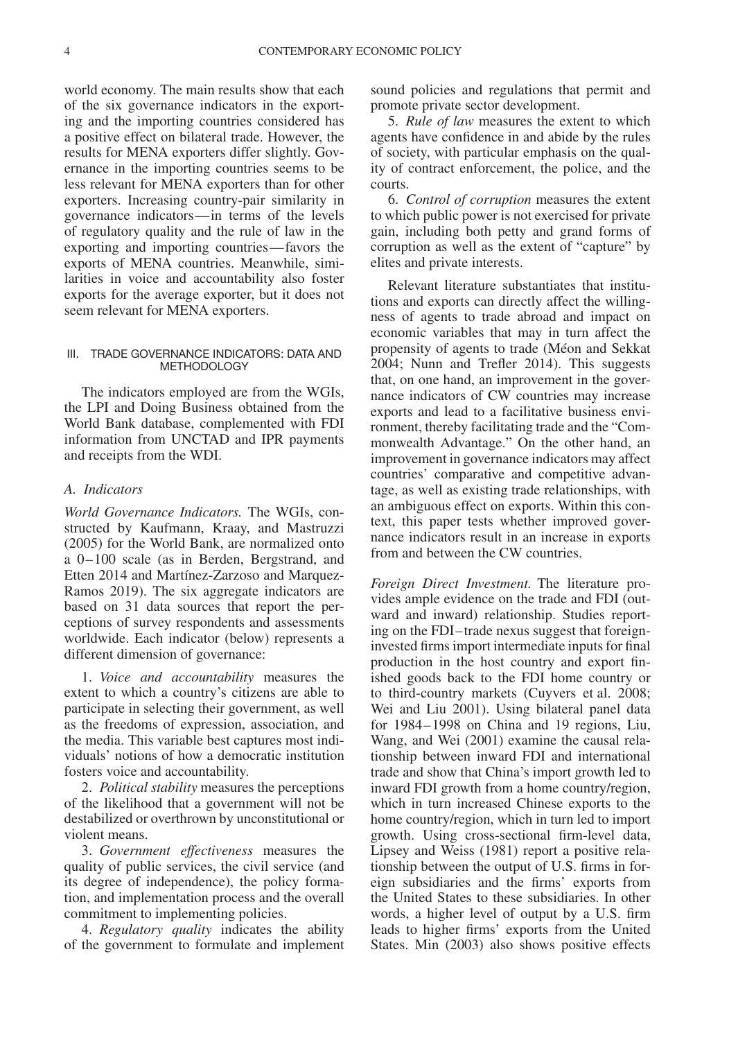world economy. The main results show that each of the six governance indicators in the exporting and the importing countries considered has a positive effect on bilateral trade. However, the results for MENA exporters differ slightly. Governance in the importing countries seems to be less relevant for MENA exporters than for other exporters. Increasing country-pair similarity in governance indicators—in terms of the levels of regulatory quality and the rule of law in the exporting and importing countries—favors the exports of MENA countries. Meanwhile, similarities in voice and accountability also foster exports for the average exporter, but it does not seem relevant for MENA exporters.

## III. TRADE GOVERNANCE INDICATORS: DATA AND METHODOLOGY

The indicators employed are from the WGIs, the LPI and Doing Business obtained from the World Bank database, complemented with FDI information from UNCTAD and IPR payments and receipts from the WDI.

### A. Indicators

*World Governance Indicators.* The WGIs, constructed by Kaufmann, Kraay, and Mastruzzi (2005) for the World Bank, are normalized onto a 0–100 scale (as in Berden, Bergstrand, and Etten 2014 and Martínez-Zarzoso and Marquez-Ramos 2019). The six aggregate indicators are based on 31 data sources that report the perceptions of survey respondents and assessments worldwide. Each indicator (below) represents a different dimension of governance:

1. *Voice and accountability* measures the extent to which a country's citizens are able to participate in selecting their government, as well as the freedoms of expression, association, and the media. This variable best captures most individuals' notions of how a democratic institution fosters voice and accountability.

2. *Political stability* measures the perceptions of the likelihood that a government will not be destabilized or overthrown by unconstitutional or violent means.

3. *Government effectiveness* measures the quality of public services, the civil service (and its degree of independence), the policy formation, and implementation process and the overall commitment to implementing policies.

4. *Regulatory quality* indicates the ability of the government to formulate and implement sound policies and regulations that permit and promote private sector development.

5. *Rule of law* measures the extent to which agents have confidence in and abide by the rules of society, with particular emphasis on the quality of contract enforcement, the police, and the courts.

6. *Control of corruption* measures the extent to which public power is not exercised for private gain, including both petty and grand forms of corruption as well as the extent of "capture" by elites and private interests.

Relevant literature substantiates that institutions and exports can directly affect the willingness of agents to trade abroad and impact on economic variables that may in turn affect the propensity of agents to trade (Méon and Sekkat 2004; Nunn and Trefler 2014). This suggests that, on one hand, an improvement in the governance indicators of CW countries may increase exports and lead to a facilitative business environment, thereby facilitating trade and the "Commonwealth Advantage." On the other hand, an improvement in governance indicators may affect countries' comparative and competitive advantage, as well as existing trade relationships, with an ambiguous effect on exports. Within this context, this paper tests whether improved governance indicators result in an increase in exports from and between the CW countries.

*Foreign Direct Investment.* The literature provides ample evidence on the trade and FDI (outward and inward) relationship. Studies reporting on the FDI–trade nexus suggest that foreign-invested firms import intermediate inputs for final production in the host country and export finished goods back to the FDI home country or to third-country markets (Cuyvers et al. 2008; Wei and Liu 2001). Using bilateral panel data for 1984–1998 on China and 19 regions, Liu, Wang, and Wei (2001) examine the causal relationship between inward FDI and international trade and show that China's import growth led to inward FDI growth from a home country/region, which in turn increased Chinese exports to the home country/region, which in turn led to import growth. Using cross-sectional firm-level data, Lipsey and Weiss (1981) report a positive relationship between the output of U.S. firms in foreign subsidiaries and the firms' exports from the United States to these subsidiaries. In other words, a higher level of output by a U.S. firm leads to higher firms' exports from the United States. Min (2003) also shows positive effects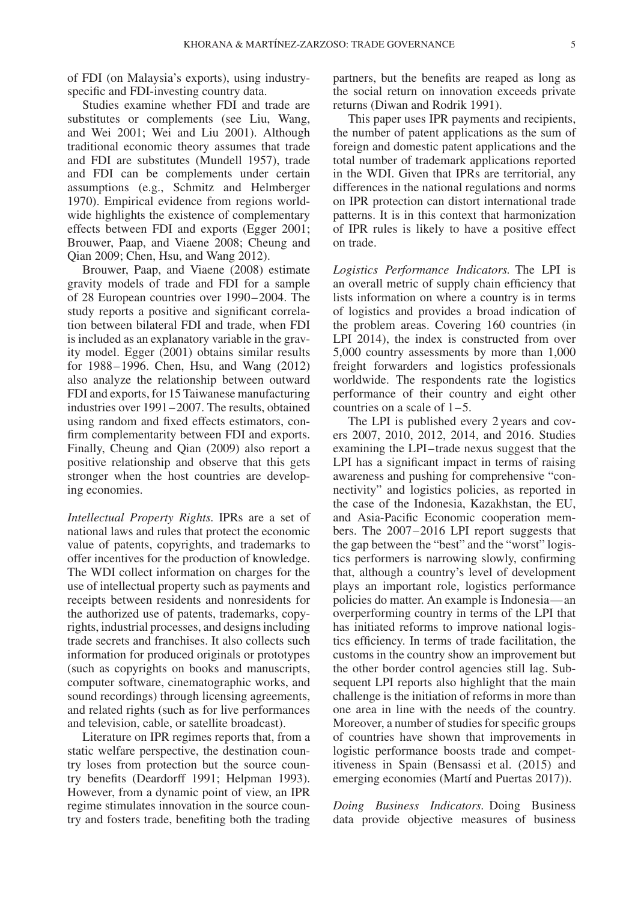of FDI (on Malaysia's exports), using industry-specific and FDI-investing country data.

Studies examine whether FDI and trade are substitutes or complements (see Liu, Wang, and Wei 2001; Wei and Liu 2001). Although traditional economic theory assumes that trade and FDI are substitutes (Mundell 1957), trade and FDI can be complements under certain assumptions (e.g., Schmitz and Helmberger 1970). Empirical evidence from regions worldwide highlights the existence of complementary effects between FDI and exports (Egger 2001; Brouwer, Paap, and Viaene 2008; Cheung and Qian 2009; Chen, Hsu, and Wang 2012).

Brouwer, Paap, and Viaene (2008) estimate gravity models of trade and FDI for a sample of 28 European countries over 1990–2004. The study reports a positive and significant correlation between bilateral FDI and trade, when FDI is included as an explanatory variable in the gravity model. Egger (2001) obtains similar results for 1988–1996. Chen, Hsu, and Wang (2012) also analyze the relationship between outward FDI and exports, for 15 Taiwanese manufacturing industries over 1991–2007. The results, obtained using random and fixed effects estimators, confirm complementarity between FDI and exports. Finally, Cheung and Qian (2009) also report a positive relationship and observe that this gets stronger when the host countries are developing economies.

*Intellectual Property Rights.* IPRs are a set of national laws and rules that protect the economic value of patents, copyrights, and trademarks to offer incentives for the production of knowledge. The WDI collect information on charges for the use of intellectual property such as payments and receipts between residents and nonresidents for the authorized use of patents, trademarks, copyrights, industrial processes, and designs including trade secrets and franchises. It also collects such information for produced originals or prototypes (such as copyrights on books and manuscripts, computer software, cinematographic works, and sound recordings) through licensing agreements, and related rights (such as for live performances and television, cable, or satellite broadcast).

Literature on IPR regimes reports that, from a static welfare perspective, the destination country loses from protection but the source country benefits (Deardorff 1991; Helpman 1993). However, from a dynamic point of view, an IPR regime stimulates innovation in the source country and fosters trade, benefiting both the trading partners, but the benefits are reaped as long as the social return on innovation exceeds private returns (Diwan and Rodrik 1991).

This paper uses IPR payments and recipients, the number of patent applications as the sum of foreign and domestic patent applications and the total number of trademark applications reported in the WDI. Given that IPRs are territorial, any differences in the national regulations and norms on IPR protection can distort international trade patterns. It is in this context that harmonization of IPR rules is likely to have a positive effect on trade.

*Logistics Performance Indicators.* The LPI is an overall metric of supply chain efficiency that lists information on where a country is in terms of logistics and provides a broad indication of the problem areas. Covering 160 countries (in LPI 2014), the index is constructed from over 5,000 country assessments by more than 1,000 freight forwarders and logistics professionals worldwide. The respondents rate the logistics performance of their country and eight other countries on a scale of 1–5.

The LPI is published every 2 years and covers 2007, 2010, 2012, 2014, and 2016. Studies examining the LPI–trade nexus suggest that the LPI has a significant impact in terms of raising awareness and pushing for comprehensive "connectivity" and logistics policies, as reported in the case of the Indonesia, Kazakhstan, the EU, and Asia-Pacific Economic cooperation members. The 2007–2016 LPI report suggests that the gap between the "best" and the "worst" logistics performers is narrowing slowly, confirming that, although a country's level of development plays an important role, logistics performance policies do matter. An example is Indonesia—an overperforming country in terms of the LPI that has initiated reforms to improve national logistics efficiency. In terms of trade facilitation, the customs in the country show an improvement but the other border control agencies still lag. Subsequent LPI reports also highlight that the main challenge is the initiation of reforms in more than one area in line with the needs of the country. Moreover, a number of studies for specific groups of countries have shown that improvements in logistic performance boosts trade and competitiveness in Spain (Bensassi et al. (2015) and emerging economies (Martí and Puertas 2017)).

*Doing Business Indicators.* Doing Business data provide objective measures of business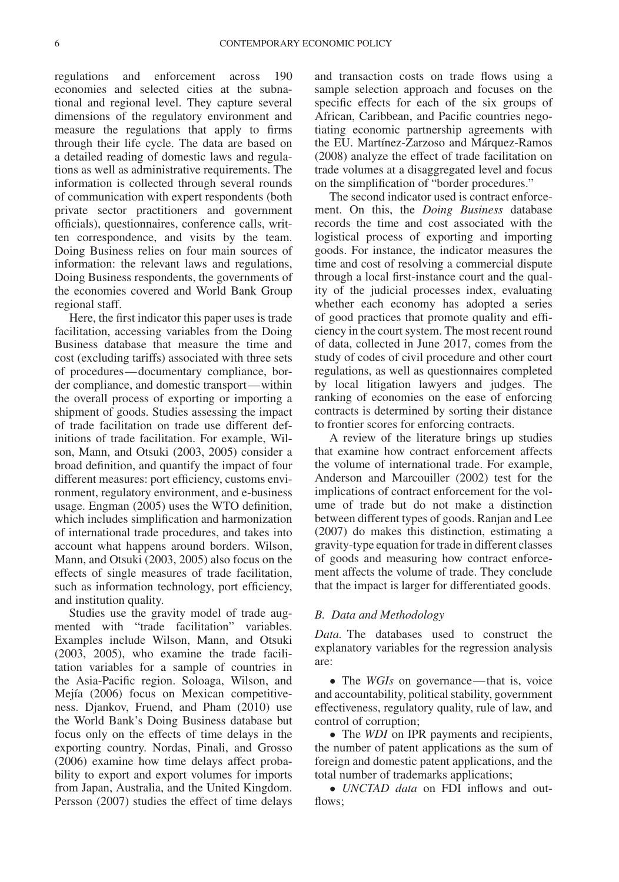regulations and enforcement across 190 economies and selected cities at the subnational and regional level. They capture several dimensions of the regulatory environment and measure the regulations that apply to firms through their life cycle. The data are based on a detailed reading of domestic laws and regulations as well as administrative requirements. The information is collected through several rounds of communication with expert respondents (both private sector practitioners and government officials), questionnaires, conference calls, written correspondence, and visits by the team. Doing Business relies on four main sources of information: the relevant laws and regulations, Doing Business respondents, the governments of the economies covered and World Bank Group regional staff.

Here, the first indicator this paper uses is trade facilitation, accessing variables from the Doing Business database that measure the time and cost (excluding tariffs) associated with three sets of procedures—documentary compliance, border compliance, and domestic transport—within the overall process of exporting or importing a shipment of goods. Studies assessing the impact of trade facilitation on trade use different definitions of trade facilitation. For example, Wilson, Mann, and Otsuki (2003, 2005) consider a broad definition, and quantify the impact of four different measures: port efficiency, customs environment, regulatory environment, and e-business usage. Engman (2005) uses the WTO definition, which includes simplification and harmonization of international trade procedures, and takes into account what happens around borders. Wilson, Mann, and Otsuki (2003, 2005) also focus on the effects of single measures of trade facilitation, such as information technology, port efficiency, and institution quality.

Studies use the gravity model of trade augmented with "trade facilitation" variables. Examples include Wilson, Mann, and Otsuki (2003, 2005), who examine the trade facilitation variables for a sample of countries in the Asia-Pacific region. Soloaga, Wilson, and Mejía (2006) focus on Mexican competitiveness. Djankov, Fruend, and Pham (2010) use the World Bank's Doing Business database but focus only on the effects of time delays in the exporting country. Nordas, Pinali, and Grosso (2006) examine how time delays affect probability to export and export volumes for imports from Japan, Australia, and the United Kingdom. Persson (2007) studies the effect of time delays and transaction costs on trade flows using a sample selection approach and focuses on the specific effects for each of the six groups of African, Caribbean, and Pacific countries negotiating economic partnership agreements with the EU. Martínez-Zarzoso and Márquez-Ramos (2008) analyze the effect of trade facilitation on trade volumes at a disaggregated level and focus on the simplification of "border procedures."

The second indicator used is contract enforcement. On this, the *Doing Business* database records the time and cost associated with the logistical process of exporting and importing goods. For instance, the indicator measures the time and cost of resolving a commercial dispute through a local first-instance court and the quality of the judicial processes index, evaluating whether each economy has adopted a series of good practices that promote quality and efficiency in the court system. The most recent round of data, collected in June 2017, comes from the study of codes of civil procedure and other court regulations, as well as questionnaires completed by local litigation lawyers and judges. The ranking of economies on the ease of enforcing contracts is determined by sorting their distance to frontier scores for enforcing contracts.

A review of the literature brings up studies that examine how contract enforcement affects the volume of international trade. For example, Anderson and Marcouiller (2002) test for the implications of contract enforcement for the volume of trade but do not make a distinction between different types of goods. Ranjan and Lee (2007) do makes this distinction, estimating a gravity-type equation for trade in different classes of goods and measuring how contract enforcement affects the volume of trade. They conclude that the impact is larger for differentiated goods.

### *B. Data and Methodology*

*Data.* The databases used to construct the explanatory variables for the regression analysis are:

- The *WGIs* on governance—that is, voice and accountability, political stability, government effectiveness, regulatory quality, rule of law, and control of corruption;
- The *WDI* on IPR payments and recipients, the number of patent applications as the sum of foreign and domestic patent applications, and the total number of trademarks applications;
- *UNCTAD data* on FDI inflows and outflows;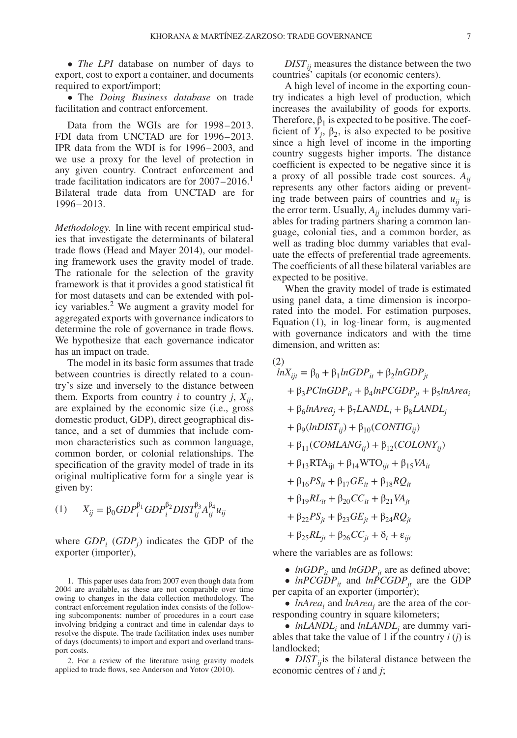- *The LPI* database on number of days to export, cost to export a container, and documents required to export/import;
- The *Doing Business database* on trade facilitation and contract enforcement.

Data from the WGIs are for 1998–2013. FDI data from UNCTAD are for 1996–2013. IPR data from the WDI is for 1996–2003, and we use a proxy for the level of protection in any given country. Contract enforcement and trade facilitation indicators are for 2007–2016.[1] Bilateral trade data from UNCTAD are for 1996–2013.

*Methodology.* In line with recent empirical studies that investigate the determinants of bilateral trade flows (Head and Mayer 2014), our modeling framework uses the gravity model of trade. The rationale for the selection of the gravity framework is that it provides a good statistical fit for most datasets and can be extended with policy variables.[2] We augment a gravity model for aggregated exports with governance indicators to determine the role of governance in trade flows. We hypothesize that each governance indicator has an impact on trade.

The model in its basic form assumes that trade between countries is directly related to a country's size and inversely to the distance between them. Exports from country $i$ to country $j$, $X_{ij}$, are explained by the economic size (i.e., gross domestic product, GDP), direct geographical distance, and a set of dummies that include common characteristics such as common language, common border, or colonial relationships. The specification of the gravity model of trade in its original multiplicative form for a single year is given by:

$$(1) \qquad X_{ij} = \beta_0 GDP_i^{\beta_1} GDP_i^{\beta_2} DIST_{ij}^{\beta_3} A_{ij}^{\beta_4} u_{ij}$$

where $GDP_i$ ($GDP_j$) indicates the GDP of the exporter (importer), $DIST_{ij}$ measures the distance between the two countries' capitals (or economic centers).

A high level of income in the exporting country indicates a high level of production, which increases the availability of goods for exports. Therefore, $\beta_1$ is expected to be positive. The coefficient of $Y_j$, $\beta_2$, is also expected to be positive since a high level of income in the importing country suggests higher imports. The distance coefficient is expected to be negative since it is a proxy of all possible trade cost sources. $A_{ij}$ represents any other factors aiding or preventing trade between pairs of countries and $u_{ij}$ is the error term. Usually, $A_{ij}$ includes dummy variables for trading partners sharing a common language, colonial ties, and a common border, as well as trading bloc dummy variables that evaluate the effects of preferential trade agreements. The coefficients of all these bilateral variables are expected to be positive.

When the gravity model of trade is estimated using panel data, a time dimension is incorporated into the model. For estimation purposes, Equation (1), in log-linear form, is augmented with governance indicators and with the time dimension, and written as:

$$
\begin{aligned}
(2) \quad lnX_{ijt} = {} & \beta_0 + \beta_1 lnGDP_{it} + \beta_2 lnGDP_{jt} \\
& + \beta_3 PClnGDP_{it} + \beta_4 lnPCGDP_{jt} + \beta_5 lnArea_i \\
& + \beta_6 lnArea_j + \beta_7 LANDL_i + \beta_8 LANDL_j \\
& + \beta_9 (lnDIST_{ij}) + \beta_{10}(CONTIG_{ij}) \\
& + \beta_{11}(COMLANG_{ij}) + \beta_{12}(COLONY_{ij}) \\
& + \beta_{13} \mathrm{RTA}_{ijt} + \beta_{14} \mathrm{WTO}_{ijt} + \beta_{15} VA_{it} \\
& + \beta_{16} PS_{it} + \beta_{17} GE_{it} + \beta_{18} RQ_{it} \\
& + \beta_{19} RL_{it} + \beta_{20} CC_{it} + \beta_{21} VA_{jt} \\
& + \beta_{22} PS_{jt} + \beta_{23} GE_{jt} + \beta_{24} RQ_{jt} \\
& + \beta_{25} RL_{jt} + \beta_{26} CC_{jt} + \delta_t + \varepsilon_{ijt}
\end{aligned}
$$

where the variables are as follows:

- $lnGDP_{it}$ and $lnGDP_{jt}$ are as defined above;
- $lnPCGDP_{it}$ and $lnPCGDP_{jt}$ are the GDP per capita of an exporter (importer);
- $lnArea_i$ and $lnArea_j$ are the area of the corresponding country in square kilometers;
- $lnLANDL_i$ and $lnLANDL_j$ are dummy variables that take the value of 1 if the country $i$ ($j$) is landlocked;
- $DIST_{ij}$ is the bilateral distance between the economic centres of $i$ and $j$;

1. This paper uses data from 2007 even though data from 2004 are available, as these are not comparable over time owing to changes in the data collection methodology. The contract enforcement regulation index consists of the following subcomponents: number of procedures in a court case involving bridging a contract and time in calendar days to resolve the dispute. The trade facilitation index uses number of days (documents) to import and export and overland transport costs.

2. For a review of the literature using gravity models applied to trade flows, see Anderson and Yotov (2010).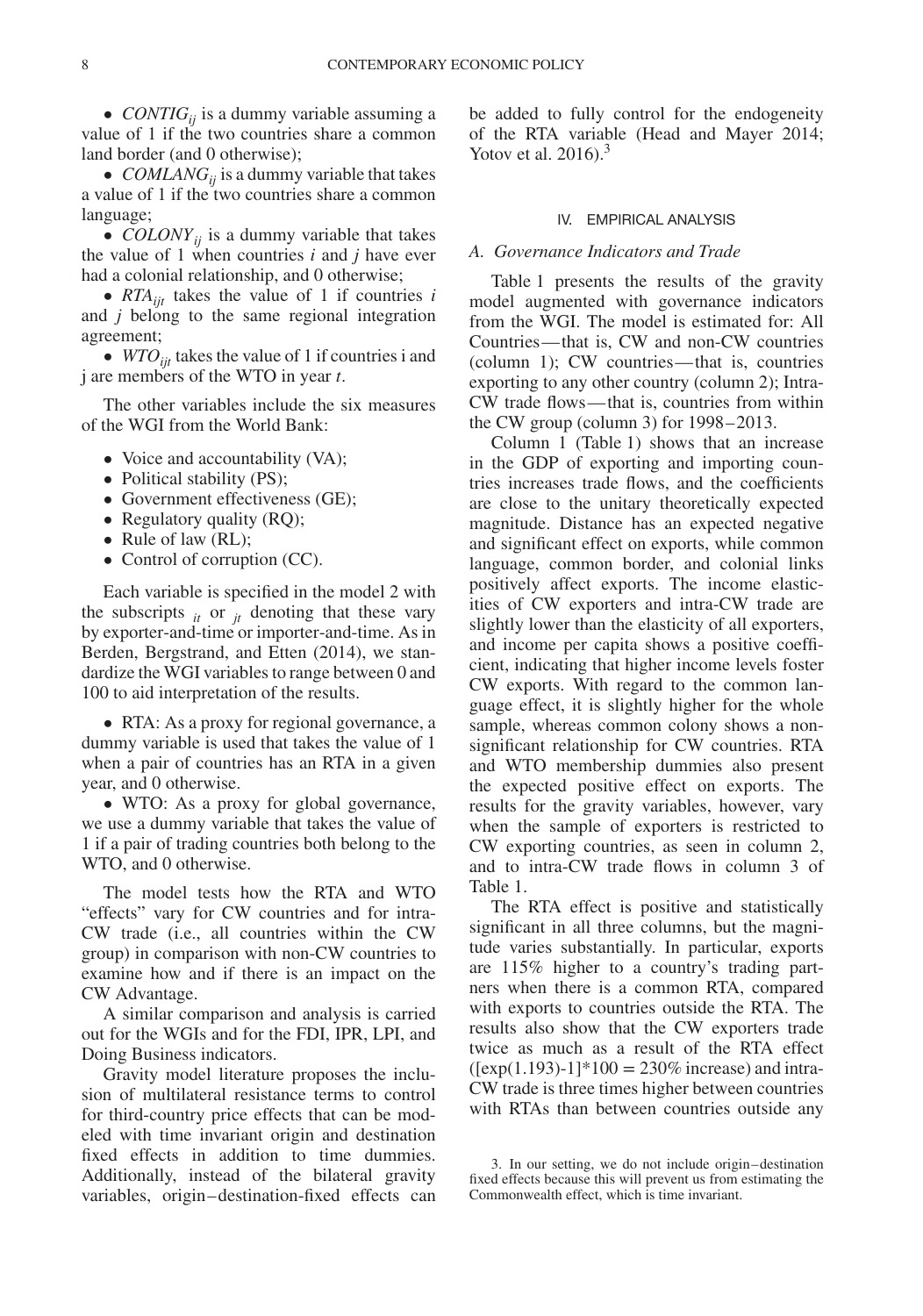- $CONTIG_{ij}$ is a dummy variable assuming a value of 1 if the two countries share a common land border (and 0 otherwise);
- $COMLANG_{ij}$ is a dummy variable that takes a value of 1 if the two countries share a common language;
- $COLONY_{ij}$ is a dummy variable that takes the value of 1 when countries $i$ and $j$ have ever had a colonial relationship, and 0 otherwise;
- $RTA_{ijt}$ takes the value of 1 if countries $i$ and $j$ belong to the same regional integration agreement;
- $WTO_{ijt}$ takes the value of 1 if countries i and j are members of the WTO in year $t$.

The other variables include the six measures of the WGI from the World Bank:

- Voice and accountability (VA);
- Political stability (PS);
- Government effectiveness (GE);
- Regulatory quality (RQ);
- Rule of law (RL);
- Control of corruption (CC).

Each variable is specified in the model 2 with the subscripts $_{it}$ or $_{jt}$ denoting that these vary by exporter-and-time or importer-and-time. As in Berden, Bergstrand, and Etten (2014), we standardize the WGI variables to range between 0 and 100 to aid interpretation of the results.

- RTA: As a proxy for regional governance, a dummy variable is used that takes the value of 1 when a pair of countries has an RTA in a given year, and 0 otherwise.
- WTO: As a proxy for global governance, we use a dummy variable that takes the value of 1 if a pair of trading countries both belong to the WTO, and 0 otherwise.

The model tests how the RTA and WTO "effects" vary for CW countries and for intra-CW trade (i.e., all countries within the CW group) in comparison with non-CW countries to examine how and if there is an impact on the CW Advantage.

A similar comparison and analysis is carried out for the WGIs and for the FDI, IPR, LPI, and Doing Business indicators.

Gravity model literature proposes the inclusion of multilateral resistance terms to control for third-country price effects that can be modeled with time invariant origin and destination fixed effects in addition to time dummies. Additionally, instead of the bilateral gravity variables, origin–destination-fixed effects can be added to fully control for the endogeneity of the RTA variable (Head and Mayer 2014; Yotov et al. 2016).[3]

## IV. EMPIRICAL ANALYSIS

### A. Governance Indicators and Trade

Table 1 presents the results of the gravity model augmented with governance indicators from the WGI. The model is estimated for: All Countries—that is, CW and non-CW countries (column 1); CW countries—that is, countries exporting to any other country (column 2); Intra-CW trade flows—that is, countries from within the CW group (column 3) for 1998–2013.

Column 1 (Table 1) shows that an increase in the GDP of exporting and importing countries increases trade flows, and the coefficients are close to the unitary theoretically expected magnitude. Distance has an expected negative and significant effect on exports, while common language, common border, and colonial links positively affect exports. The income elasticities of CW exporters and intra-CW trade are slightly lower than the elasticity of all exporters, and income per capita shows a positive coefficient, indicating that higher income levels foster CW exports. With regard to the common language effect, it is slightly higher for the whole sample, whereas common colony shows a nonsignificant relationship for CW countries. RTA and WTO membership dummies also present the expected positive effect on exports. The results for the gravity variables, however, vary when the sample of exporters is restricted to CW exporting countries, as seen in column 2, and to intra-CW trade flows in column 3 of Table 1.

The RTA effect is positive and statistically significant in all three columns, but the magnitude varies substantially. In particular, exports are 115% higher to a country's trading partners when there is a common RTA, compared with exports to countries outside the RTA. The results also show that the CW exporters trade twice as much as a result of the RTA effect ($[\exp(1.193)-1]*100 = 230\%$ increase) and intra-CW trade is three times higher between countries with RTAs than between countries outside any

3. In our setting, we do not include origin–destination fixed effects because this will prevent us from estimating the Commonwealth effect, which is time invariant.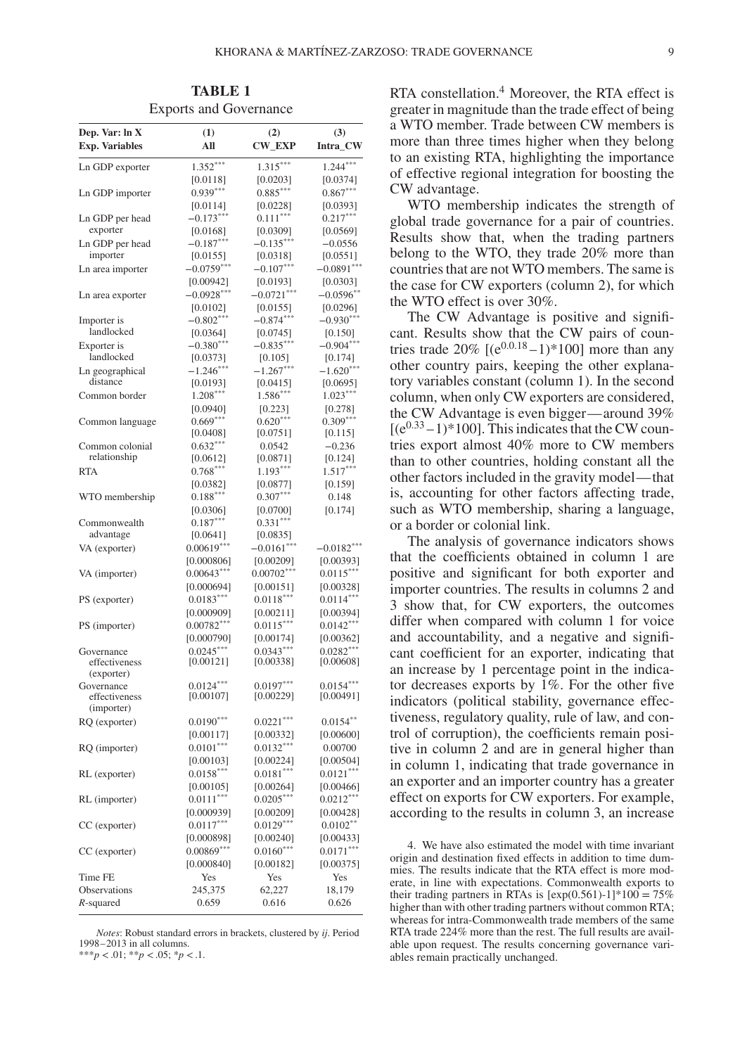**TABLE 1**
Exports and Governance

| Dep. Var: ln X<br>Exp. Variables | (1)<br>All | (2)<br>CW_EXP | (3)<br>Intra_CW |
|---|---|---|---|
| Ln GDP exporter | 1.352*** | 1.315*** | 1.244*** |
| | [0.0118] | [0.0203] | [0.0374] |
| Ln GDP importer | 0.939*** | 0.885*** | 0.867*** |
| | [0.0114] | [0.0228] | [0.0393] |
| Ln GDP per head exporter | −0.173*** | 0.111*** | 0.217*** |
| | [0.0168] | [0.0309] | [0.0569] |
| Ln GDP per head importer | −0.187*** | −0.135*** | −0.0556 |
| | [0.0155] | [0.0318] | [0.0551] |
| Ln area importer | −0.0759*** | −0.107*** | −0.0891*** |
| | [0.00942] | [0.0193] | [0.0303] |
| Ln area exporter | −0.0928*** | −0.0721*** | −0.0596** |
| | [0.0102] | [0.0155] | [0.0296] |
| Importer is landlocked | −0.802*** | −0.874*** | −0.930*** |
| | [0.0364] | [0.0745] | [0.150] |
| Exporter is landlocked | −0.380*** | −0.835*** | −0.904*** |
| | [0.0373] | [0.105] | [0.174] |
| Ln geographical distance | −1.246*** | −1.267*** | −1.620*** |
| | [0.0193] | [0.0415] | [0.0695] |
| Common border | 1.208*** | 1.586*** | 1.023*** |
| | [0.0940] | [0.223] | [0.278] |
| Common language | 0.669*** | 0.620*** | 0.309*** |
| | [0.0408] | [0.0751] | [0.115] |
| Common colonial relationship | 0.632*** | 0.0542 | −0.236 |
| | [0.0612] | [0.0871] | [0.124] |
| RTA | 0.768*** | 1.193*** | 1.517*** |
| | [0.0382] | [0.0877] | [0.159] |
| WTO membership | 0.188*** | 0.307*** | 0.148 |
| | [0.0306] | [0.0700] | [0.174] |
| Commonwealth advantage | 0.187*** | 0.331*** | |
| | [0.0641] | [0.0835] | |
| VA (exporter) | 0.00619*** | −0.0161*** | −0.0182*** |
| | [0.000806] | [0.00209] | [0.00393] |
| VA (importer) | 0.00643*** | 0.00702*** | 0.0115*** |
| | [0.000694] | [0.00151] | [0.00328] |
| PS (exporter) | 0.0183*** | 0.0118*** | 0.0114*** |
| | [0.000909] | [0.00211] | [0.00394] |
| PS (importer) | 0.00782*** | 0.0115*** | 0.0142*** |
| | [0.000790] | [0.00174] | [0.00362] |
| Governance effectiveness (exporter) | 0.0245*** | 0.0343*** | 0.0282*** |
| | [0.00121] | [0.00338] | [0.00608] |
| Governance effectiveness (importer) | 0.0124*** | 0.0197*** | 0.0154*** |
| | [0.00107] | [0.00229] | [0.00491] |
| RQ (exporter) | 0.0190*** | 0.0221*** | 0.0154** |
| | [0.00117] | [0.00332] | [0.00600] |
| RQ (importer) | 0.0101*** | 0.0132*** | 0.00700 |
| | [0.00103] | [0.00224] | [0.00504] |
| RL (exporter) | 0.0158*** | 0.0181*** | 0.0121*** |
| | [0.00105] | [0.00264] | [0.00466] |
| RL (importer) | 0.0111*** | 0.0205*** | 0.0212*** |
| | [0.000939] | [0.00209] | [0.00428] |
| CC (exporter) | 0.0117*** | 0.0129*** | 0.0102** |
| | [0.000898] | [0.00240] | [0.00433] |
| CC (exporter) | 0.00869*** | 0.0160*** | 0.0171*** |
| | [0.000840] | [0.00182] | [0.00375] |
| Time FE | Yes | Yes | Yes |
| Observations | 245,375 | 62,227 | 18,179 |
| $R$-squared | 0.659 | 0.616 | 0.626 |

*Notes*: Robust standard errors in brackets, clustered by *ij*. Period 1998–2013 in all columns.
***$p < .01$; **$p < .05$; *$p < .1$.

RTA constellation.[4] Moreover, the RTA effect is greater in magnitude than the trade effect of being a WTO member. Trade between CW members is more than three times higher when they belong to an existing RTA, highlighting the importance of effective regional integration for boosting the CW advantage.

WTO membership indicates the strength of global trade governance for a pair of countries. Results show that, when the trading partners belong to the WTO, they trade 20% more than countries that are not WTO members. The same is the case for CW exporters (column 2), for which the WTO effect is over 30%.

The CW Advantage is positive and significant. Results show that the CW pairs of countries trade 20% $[(e^{0.0.18}-1)*100]$ more than any other country pairs, keeping the other explanatory variables constant (column 1). In the second column, when only CW exporters are considered, the CW Advantage is even bigger—around 39% $[(e^{0.33}-1)*100]$. This indicates that the CW countries export almost 40% more to CW members than to other countries, holding constant all the other factors included in the gravity model—that is, accounting for other factors affecting trade, such as WTO membership, sharing a language, or a border or colonial link.

The analysis of governance indicators shows that the coefficients obtained in column 1 are positive and significant for both exporter and importer countries. The results in columns 2 and 3 show that, for CW exporters, the outcomes differ when compared with column 1 for voice and accountability, and a negative and significant coefficient for an exporter, indicating that an increase by 1 percentage point in the indicator decreases exports by 1%. For the other five indicators (political stability, governance effectiveness, regulatory quality, rule of law, and control of corruption), the coefficients remain positive in column 2 and are in general higher than in column 1, indicating that trade governance in an exporter and an importer country has a greater effect on exports for CW exporters. For example, according to the results in column 3, an increase

4. We have also estimated the model with time invariant origin and destination fixed effects in addition to time dummies. The results indicate that the RTA effect is more moderate, in line with expectations. Commonwealth exports to their trading partners in RTAs is [exp(0.561)-1]*100 = 75% higher than with other trading partners without common RTA; whereas for intra-Commonwealth trade members of the same RTA trade 224% more than the rest. The full results are available upon request. The results concerning governance variables remain practically unchanged.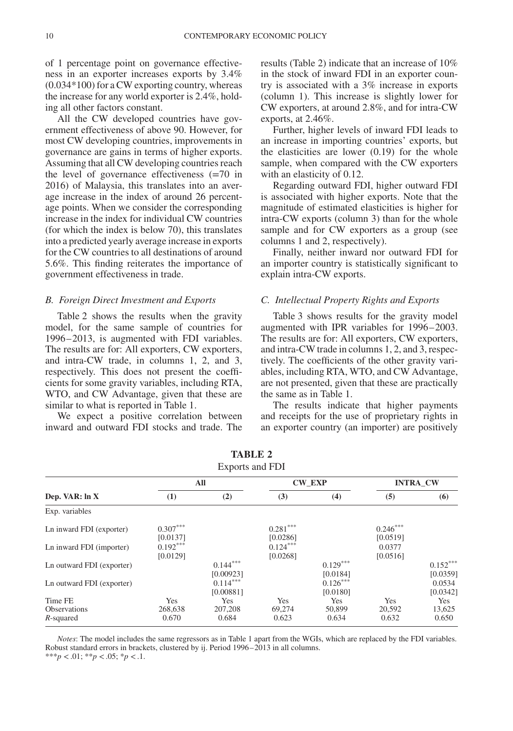of 1 percentage point on governance effectiveness in an exporter increases exports by 3.4% (0.034*100) for a CW exporting country, whereas the increase for any world exporter is 2.4%, holding all other factors constant.

All the CW developed countries have government effectiveness of above 90. However, for most CW developing countries, improvements in governance are gains in terms of higher exports. Assuming that all CW developing countries reach the level of governance effectiveness (=70 in 2016) of Malaysia, this translates into an average increase in the index of around 26 percentage points. When we consider the corresponding increase in the index for individual CW countries (for which the index is below 70), this translates into a predicted yearly average increase in exports for the CW countries to all destinations of around 5.6%. This finding reiterates the importance of government effectiveness in trade.

### B. Foreign Direct Investment and Exports

Table 2 shows the results when the gravity model, for the same sample of countries for 1996–2013, is augmented with FDI variables. The results are for: All exporters, CW exporters, and intra-CW trade, in columns 1, 2, and 3, respectively. This does not present the coefficients for some gravity variables, including RTA, WTO, and CW Advantage, given that these are similar to what is reported in Table 1.

We expect a positive correlation between inward and outward FDI stocks and trade. The results (Table 2) indicate that an increase of 10% in the stock of inward FDI in an exporter country is associated with a 3% increase in exports (column 1). This increase is slightly lower for CW exporters, at around 2.8%, and for intra-CW exports, at 2.46%.

Further, higher levels of inward FDI leads to an increase in importing countries' exports, but the elasticities are lower (0.19) for the whole sample, when compared with the CW exporters with an elasticity of 0.12.

Regarding outward FDI, higher outward FDI is associated with higher exports. Note that the magnitude of estimated elasticities is higher for intra-CW exports (column 3) than for the whole sample and for CW exporters as a group (see columns 1 and 2, respectively).

Finally, neither inward nor outward FDI for an importer country is statistically significant to explain intra-CW exports.

### C. Intellectual Property Rights and Exports

Table 3 shows results for the gravity model augmented with IPR variables for 1996–2003. The results are for: All exporters, CW exporters, and intra-CW trade in columns 1, 2, and 3, respectively. The coefficients of the other gravity variables, including RTA, WTO, and CW Advantage, are not presented, given that these are practically the same as in Table 1.

The results indicate that higher payments and receipts for the use of proprietary rights in an exporter country (an importer) are positively

**TABLE 2**
Exports and FDI

| | All | | CW_EXP | | INTRA_CW | |
|---|---|---|---|---|---|---|
| **Dep. VAR: ln X** | **(1)** | **(2)** | **(3)** | **(4)** | **(5)** | **(6)** |
| Exp. variables | | | | | | |
| Ln inward FDI (exporter) | 0.307*** | | 0.281*** | | 0.246*** | |
| | [0.0137] | | [0.0286] | | [0.0519] | |
| Ln inward FDI (importer) | 0.192*** | | 0.124*** | | 0.0377 | |
| | [0.0129] | | [0.0268] | | [0.0516] | |
| Ln outward FDI (exporter) | | 0.144*** | | 0.129*** | | 0.152*** |
| | | [0.00923] | | [0.0184] | | [0.0359] |
| Ln outward FDI (exporter) | | 0.114*** | | 0.126*** | | 0.0534 |
| | | [0.00881] | | [0.0180] | | [0.0342] |
| Time FE | Yes | Yes | Yes | Yes | Yes | Yes |
| Observations | 268,638 | 207,208 | 69,274 | 50,899 | 20,592 | 13,625 |
| *R*-squared | 0.670 | 0.684 | 0.623 | 0.634 | 0.632 | 0.650 |

*Notes*: The model includes the same regressors as in Table 1 apart from the WGIs, which are replaced by the FDI variables. Robust standard errors in brackets, clustered by ij. Period 1996–2013 in all columns.
***$p < .01$; **$p < .05$; *$p < .1$.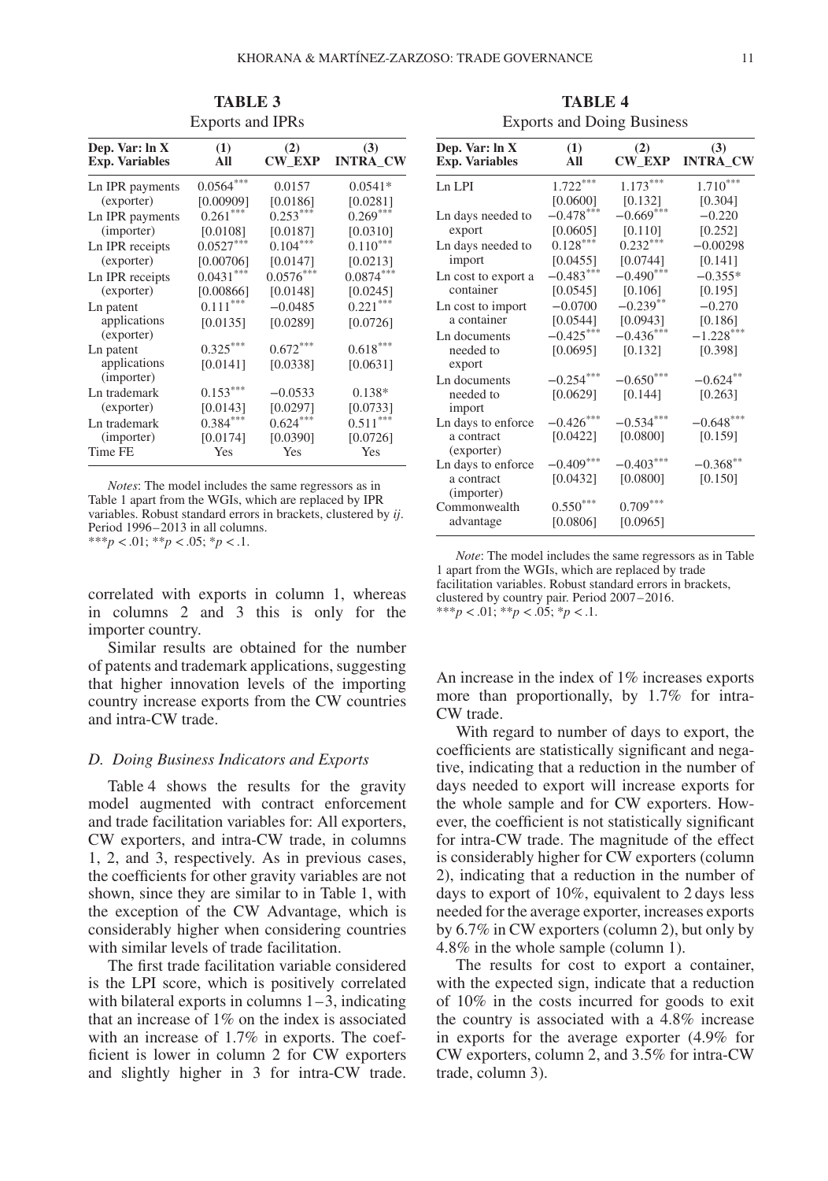**TABLE 3**
Exports and IPRs

| Dep. Var: ln X<br>Exp. Variables | (1)<br>All | (2)<br>CW_EXP | (3)<br>INTRA_CW |
|---|---|---|---|
| Ln IPR payments (exporter) | 0.0564*** | 0.0157 | 0.0541* |
| | [0.00909] | [0.0186] | [0.0281] |
| Ln IPR payments (importer) | 0.261*** | 0.253*** | 0.269*** |
| | [0.0108] | [0.0187] | [0.0310] |
| Ln IPR receipts (exporter) | 0.0527*** | 0.104*** | 0.110*** |
| | [0.00706] | [0.0147] | [0.0213] |
| Ln IPR receipts (exporter) | 0.0431*** | 0.0576*** | 0.0874*** |
| | [0.00866] | [0.0148] | [0.0245] |
| Ln patent applications (exporter) | 0.111*** | −0.0485 | 0.221*** |
| | [0.0135] | [0.0289] | [0.0726] |
| Ln patent applications (importer) | 0.325*** | 0.672*** | 0.618*** |
| | [0.0141] | [0.0338] | [0.0631] |
| Ln trademark (exporter) | 0.153*** | −0.0533 | 0.138* |
| | [0.0143] | [0.0297] | [0.0733] |
| Ln trademark (importer) | 0.384*** | 0.624*** | 0.511*** |
| | [0.0174] | [0.0390] | [0.0726] |
| Time FE | Yes | Yes | Yes |

*Notes*: The model includes the same regressors as in Table 1 apart from the WGIs, which are replaced by IPR variables. Robust standard errors in brackets, clustered by *ij*. Period 1996–2013 in all columns.
***$p < .01$; **$p < .05$; *$p < .1$.

correlated with exports in column 1, whereas in columns 2 and 3 this is only for the importer country.

Similar results are obtained for the number of patents and trademark applications, suggesting that higher innovation levels of the importing country increase exports from the CW countries and intra-CW trade.

### D. Doing Business Indicators and Exports

Table 4 shows the results for the gravity model augmented with contract enforcement and trade facilitation variables for: All exporters, CW exporters, and intra-CW trade, in columns 1, 2, and 3, respectively. As in previous cases, the coefficients for other gravity variables are not shown, since they are similar to in Table 1, with the exception of the CW Advantage, which is considerably higher when considering countries with similar levels of trade facilitation.

The first trade facilitation variable considered is the LPI score, which is positively correlated with bilateral exports in columns 1–3, indicating that an increase of 1% on the index is associated with an increase of 1.7% in exports. The coefficient is lower in column 2 for CW exporters and slightly higher in 3 for intra-CW trade.

**TABLE 4**
Exports and Doing Business

| Dep. Var: ln X<br>Exp. Variables | (1)<br>All | (2)<br>CW_EXP | (3)<br>INTRA_CW |
|---|---|---|---|
| Ln LPI | 1.722*** | 1.173*** | 1.710*** |
| | [0.0600] | [0.132] | [0.304] |
| Ln days needed to export | −0.478*** | −0.669*** | −0.220 |
| | [0.0605] | [0.110] | [0.252] |
| Ln days needed to import | 0.128*** | 0.232*** | −0.00298 |
| | [0.0455] | [0.0744] | [0.141] |
| Ln cost to export a container | −0.483*** | −0.490*** | −0.355* |
| | [0.0545] | [0.106] | [0.195] |
| Ln cost to import a container | −0.0700 | −0.239** | −0.270 |
| | [0.0544] | [0.0943] | [0.186] |
| Ln documents needed to export | −0.425*** | −0.436*** | −1.228*** |
| | [0.0695] | [0.132] | [0.398] |
| Ln documents needed to import | −0.254*** | −0.650*** | −0.624** |
| | [0.0629] | [0.144] | [0.263] |
| Ln days to enforce a contract (exporter) | −0.426*** | −0.534*** | −0.648*** |
| | [0.0422] | [0.0800] | [0.159] |
| Ln days to enforce a contract (importer) | −0.409*** | −0.403*** | −0.368** |
| | [0.0432] | [0.0800] | [0.150] |
| Commonwealth advantage | 0.550*** | 0.709*** | |
| | [0.0806] | [0.0965] | |

*Note*: The model includes the same regressors as in Table 1 apart from the WGIs, which are replaced by trade facilitation variables. Robust standard errors in brackets, clustered by country pair. Period 2007–2016.
***$p < .01$; **$p < .05$; *$p < .1$.

An increase in the index of 1% increases exports more than proportionally, by 1.7% for intra-CW trade.

With regard to number of days to export, the coefficients are statistically significant and negative, indicating that a reduction in the number of days needed to export will increase exports for the whole sample and for CW exporters. However, the coefficient is not statistically significant for intra-CW trade. The magnitude of the effect is considerably higher for CW exporters (column 2), indicating that a reduction in the number of days to export of 10%, equivalent to 2 days less needed for the average exporter, increases exports by 6.7% in CW exporters (column 2), but only by 4.8% in the whole sample (column 1).

The results for cost to export a container, with the expected sign, indicate that a reduction of 10% in the costs incurred for goods to exit the country is associated with a 4.8% increase in exports for the average exporter (4.9% for CW exporters, column 2, and 3.5% for intra-CW trade, column 3).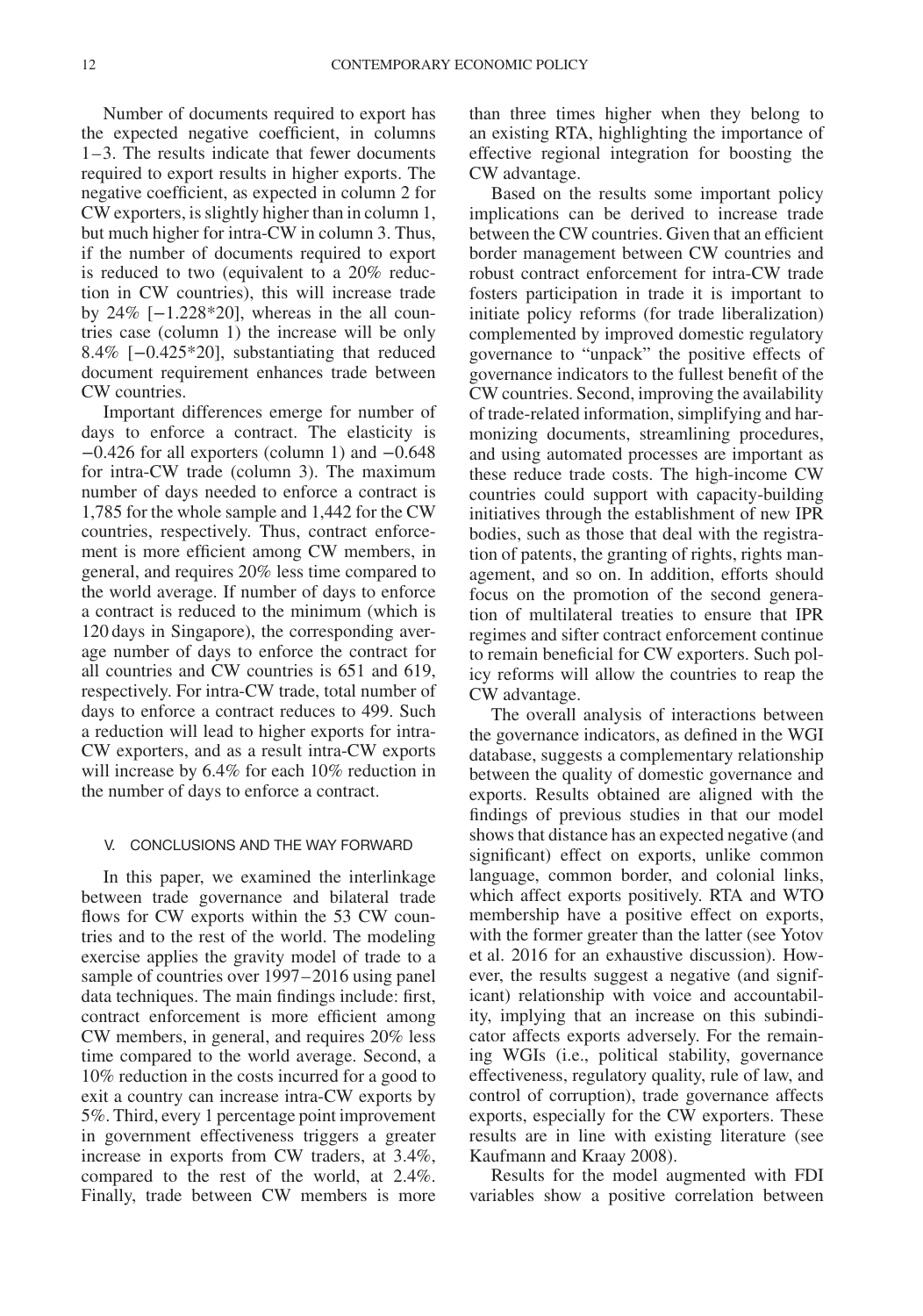Number of documents required to export has the expected negative coefficient, in columns 1–3. The results indicate that fewer documents required to export results in higher exports. The negative coefficient, as expected in column 2 for CW exporters, is slightly higher than in column 1, but much higher for intra-CW in column 3. Thus, if the number of documents required to export is reduced to two (equivalent to a 20% reduction in CW countries), this will increase trade by 24% [−1.228*20], whereas in the all countries case (column 1) the increase will be only 8.4% [−0.425*20], substantiating that reduced document requirement enhances trade between CW countries.

Important differences emerge for number of days to enforce a contract. The elasticity is −0.426 for all exporters (column 1) and −0.648 for intra-CW trade (column 3). The maximum number of days needed to enforce a contract is 1,785 for the whole sample and 1,442 for the CW countries, respectively. Thus, contract enforcement is more efficient among CW members, in general, and requires 20% less time compared to the world average. If number of days to enforce a contract is reduced to the minimum (which is 120 days in Singapore), the corresponding average number of days to enforce the contract for all countries and CW countries is 651 and 619, respectively. For intra-CW trade, total number of days to enforce a contract reduces to 499. Such a reduction will lead to higher exports for intra-CW exporters, and as a result intra-CW exports will increase by 6.4% for each 10% reduction in the number of days to enforce a contract.

## V. CONCLUSIONS AND THE WAY FORWARD

In this paper, we examined the interlinkage between trade governance and bilateral trade flows for CW exports within the 53 CW countries and to the rest of the world. The modeling exercise applies the gravity model of trade to a sample of countries over 1997–2016 using panel data techniques. The main findings include: first, contract enforcement is more efficient among CW members, in general, and requires 20% less time compared to the world average. Second, a 10% reduction in the costs incurred for a good to exit a country can increase intra-CW exports by 5%. Third, every 1 percentage point improvement in government effectiveness triggers a greater increase in exports from CW traders, at 3.4%, compared to the rest of the world, at 2.4%. Finally, trade between CW members is more than three times higher when they belong to an existing RTA, highlighting the importance of effective regional integration for boosting the CW advantage.

Based on the results some important policy implications can be derived to increase trade between the CW countries. Given that an efficient border management between CW countries and robust contract enforcement for intra-CW trade fosters participation in trade it is important to initiate policy reforms (for trade liberalization) complemented by improved domestic regulatory governance to "unpack" the positive effects of governance indicators to the fullest benefit of the CW countries. Second, improving the availability of trade-related information, simplifying and harmonizing documents, streamlining procedures, and using automated processes are important as these reduce trade costs. The high-income CW countries could support with capacity-building initiatives through the establishment of new IPR bodies, such as those that deal with the registration of patents, the granting of rights, rights management, and so on. In addition, efforts should focus on the promotion of the second generation of multilateral treaties to ensure that IPR regimes and sifter contract enforcement continue to remain beneficial for CW exporters. Such policy reforms will allow the countries to reap the CW advantage.

The overall analysis of interactions between the governance indicators, as defined in the WGI database, suggests a complementary relationship between the quality of domestic governance and exports. Results obtained are aligned with the findings of previous studies in that our model shows that distance has an expected negative (and significant) effect on exports, unlike common language, common border, and colonial links, which affect exports positively. RTA and WTO membership have a positive effect on exports, with the former greater than the latter (see Yotov et al. 2016 for an exhaustive discussion). However, the results suggest a negative (and significant) relationship with voice and accountability, implying that an increase on this subindicator affects exports adversely. For the remaining WGIs (i.e., political stability, governance effectiveness, regulatory quality, rule of law, and control of corruption), trade governance affects exports, especially for the CW exporters. These results are in line with existing literature (see Kaufmann and Kraay 2008).

Results for the model augmented with FDI variables show a positive correlation between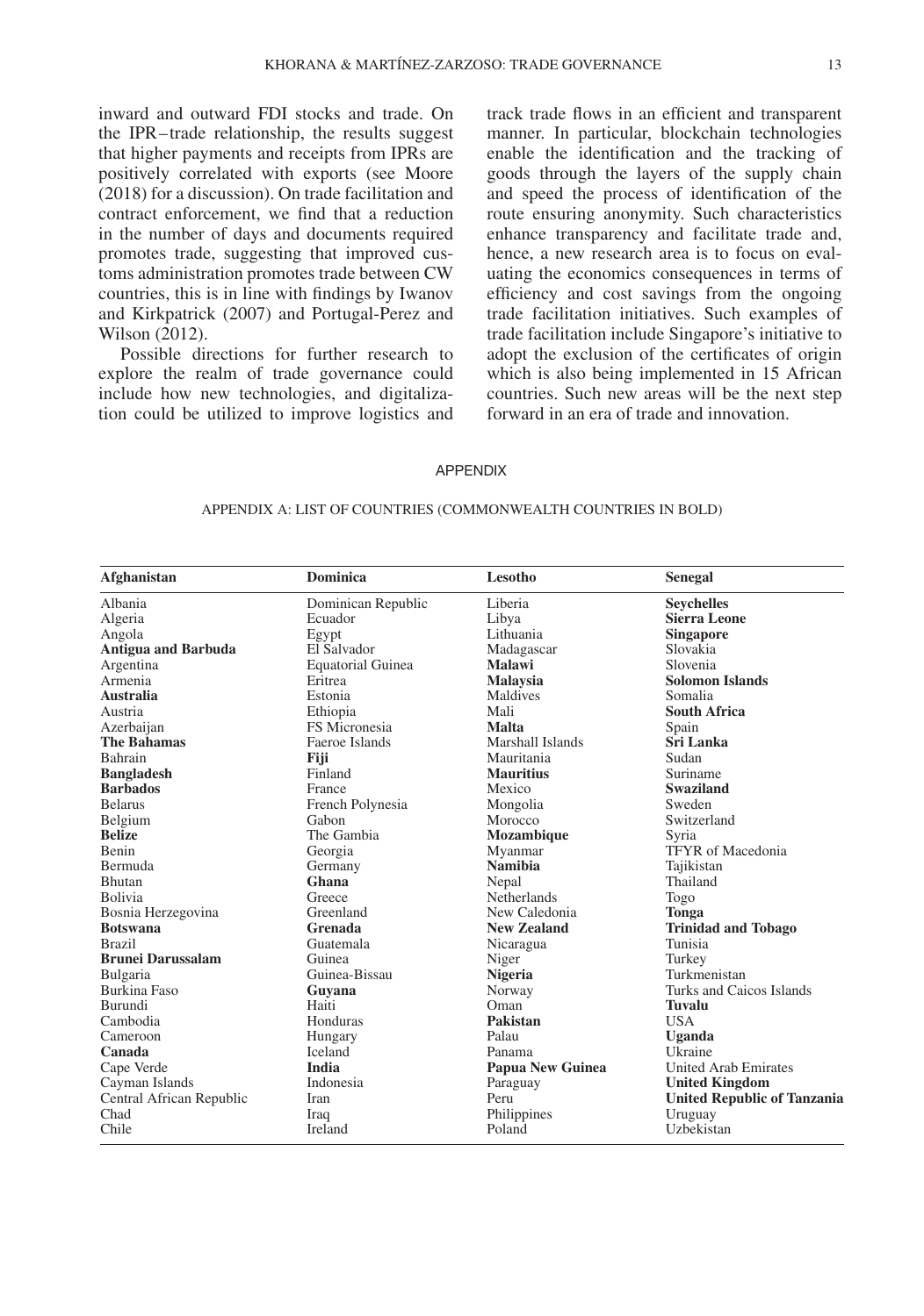inward and outward FDI stocks and trade. On the IPR–trade relationship, the results suggest that higher payments and receipts from IPRs are positively correlated with exports (see Moore (2018) for a discussion). On trade facilitation and contract enforcement, we find that a reduction in the number of days and documents required promotes trade, suggesting that improved customs administration promotes trade between CW countries, this is in line with findings by Iwanov and Kirkpatrick (2007) and Portugal-Perez and Wilson (2012).

Possible directions for further research to explore the realm of trade governance could include how new technologies, and digitalization could be utilized to improve logistics and track trade flows in an efficient and transparent manner. In particular, blockchain technologies enable the identification and the tracking of goods through the layers of the supply chain and speed the process of identification of the route ensuring anonymity. Such characteristics enhance transparency and facilitate trade and, hence, a new research area is to focus on evaluating the economics consequences in terms of efficiency and cost savings from the ongoing trade facilitation initiatives. Such examples of trade facilitation include Singapore's initiative to adopt the exclusion of the certificates of origin which is also being implemented in 15 African countries. Such new areas will be the next step forward in an era of trade and innovation.

## APPENDIX

### APPENDIX A: LIST OF COUNTRIES (COMMONWEALTH COUNTRIES IN BOLD)

| Afghanistan | Dominica | Lesotho | Senegal |
|---|---|---|---|
| Albania | Dominican Republic | Liberia | **Seychelles** |
| Algeria | Ecuador | Libya | **Sierra Leone** |
| Angola | Egypt | Lithuania | **Singapore** |
| **Antigua and Barbuda** | El Salvador | Madagascar | Slovakia |
| Argentina | Equatorial Guinea | **Malawi** | Slovenia |
| Armenia | Eritrea | **Malaysia** | **Solomon Islands** |
| **Australia** | Estonia | Maldives | Somalia |
| Austria | Ethiopia | Mali | **South Africa** |
| Azerbaijan | FS Micronesia | **Malta** | Spain |
| **The Bahamas** | Faeroe Islands | Marshall Islands | **Sri Lanka** |
| Bahrain | **Fiji** | Mauritania | Sudan |
| **Bangladesh** | Finland | **Mauritius** | Suriname |
| **Barbados** | France | Mexico | **Swaziland** |
| Belarus | French Polynesia | Mongolia | Sweden |
| Belgium | Gabon | Morocco | Switzerland |
| **Belize** | The Gambia | **Mozambique** | Syria |
| Benin | Georgia | Myanmar | TFYR of Macedonia |
| Bermuda | Germany | **Namibia** | Tajikistan |
| Bhutan | **Ghana** | Nepal | Thailand |
| Bolivia | Greece | Netherlands | Togo |
| Bosnia Herzegovina | Greenland | New Caledonia | **Tonga** |
| **Botswana** | **Grenada** | **New Zealand** | **Trinidad and Tobago** |
| Brazil | Guatemala | Nicaragua | Tunisia |
| **Brunei Darussalam** | Guinea | Niger | Turkey |
| Bulgaria | Guinea-Bissau | **Nigeria** | Turkmenistan |
| Burkina Faso | **Guyana** | Norway | Turks and Caicos Islands |
| Burundi | Haiti | Oman | **Tuvalu** |
| Cambodia | Honduras | **Pakistan** | USA |
| Cameroon | Hungary | Palau | **Uganda** |
| **Canada** | Iceland | Panama | Ukraine |
| Cape Verde | **India** | **Papua New Guinea** | United Arab Emirates |
| Cayman Islands | Indonesia | Paraguay | **United Kingdom** |
| Central African Republic | Iran | Peru | **United Republic of Tanzania** |
| Chad | Iraq | Philippines | Uruguay |
| Chile | Ireland | Poland | Uzbekistan |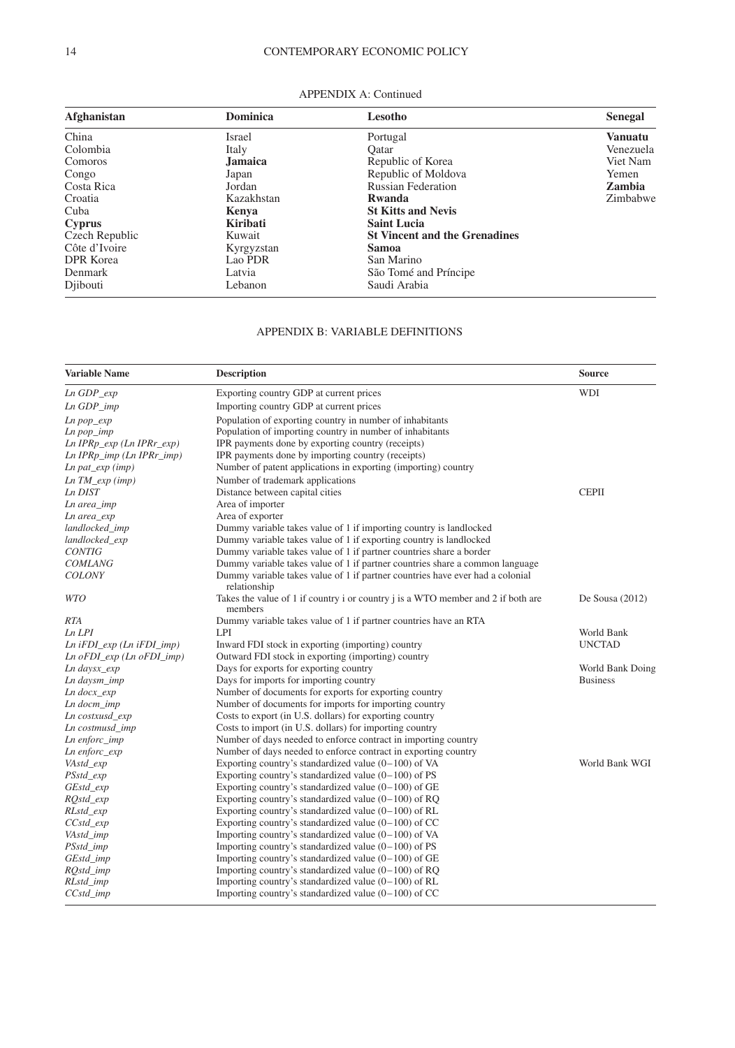APPENDIX A: Continued

| Afghanistan | Dominica | Lesotho | Senegal |
|---|---|---|---|
| China | Israel | Portugal | **Vanuatu** |
| Colombia | Italy | Qatar | Venezuela |
| Comoros | **Jamaica** | Republic of Korea | Viet Nam |
| Congo | Japan | Republic of Moldova | Yemen |
| Costa Rica | Jordan | Russian Federation | **Zambia** |
| Croatia | Kazakhstan | **Rwanda** | Zimbabwe |
| Cuba | **Kenya** | **St Kitts and Nevis** | |
| **Cyprus** | **Kiribati** | **Saint Lucia** | |
| Czech Republic | Kuwait | **St Vincent and the Grenadines** | |
| Côte d'Ivoire | Kyrgyzstan | **Samoa** | |
| DPR Korea | Lao PDR | San Marino | |
| Denmark | Latvia | São Tomé and Príncipe | |
| Djibouti | Lebanon | Saudi Arabia | |

## APPENDIX B: VARIABLE DEFINITIONS

| Variable Name | Description | Source |
|---|---|---|
| *Ln GDP_exp* | Exporting country GDP at current prices | WDI |
| *Ln GDP_imp* | Importing country GDP at current prices | |
| *Ln pop_exp* | Population of exporting country in number of inhabitants | |
| *Ln pop_imp* | Population of importing country in number of inhabitants | |
| *Ln IPRp_exp (Ln IPRr_exp)* | IPR payments done by exporting country (receipts) | |
| *Ln IPRp_imp (Ln IPRr_imp)* | IPR payments done by importing country (receipts) | |
| *Ln pat_exp (imp)* | Number of patent applications in exporting (importing) country | |
| *Ln TM_exp (imp)* | Number of trademark applications | |
| *Ln DIST* | Distance between capital cities | CEPII |
| *Ln area_imp* | Area of importer | |
| *Ln area_exp* | Area of exporter | |
| *landlocked_imp* | Dummy variable takes value of 1 if importing country is landlocked | |
| *landlocked_exp* | Dummy variable takes value of 1 if exporting country is landlocked | |
| *CONTIG* | Dummy variable takes value of 1 if partner countries share a border | |
| *COMLANG* | Dummy variable takes value of 1 if partner countries share a common language | |
| *COLONY* | Dummy variable takes value of 1 if partner countries have ever had a colonial relationship | |
| *WTO* | Takes the value of 1 if country i or country j is a WTO member and 2 if both are members | De Sousa (2012) |
| *RTA* | Dummy variable takes value of 1 if partner countries have an RTA | |
| *Ln LPI* | LPI | World Bank |
| *Ln iFDI_exp (Ln iFDI_imp)* | Inward FDI stock in exporting (importing) country | UNCTAD |
| *Ln oFDI_exp (Ln oFDI_imp)* | Outward FDI stock in exporting (importing) country | |
| *Ln daysx_exp* | Days for exports for exporting country | World Bank Doing Business |
| *Ln daysm_imp* | Days for imports for importing country | |
| *Ln docx_exp* | Number of documents for exports for exporting country | |
| *Ln docm_imp* | Number of documents for imports for importing country | |
| *Ln costxusd_exp* | Costs to export (in U.S. dollars) for exporting country | |
| *Ln costmusd_imp* | Costs to import (in U.S. dollars) for importing country | |
| *Ln enforc_imp* | Number of days needed to enforce contract in importing country | |
| *Ln enforc_exp* | Number of days needed to enforce contract in exporting country | |
| *VAstd_exp* | Exporting country's standardized value (0–100) of VA | World Bank WGI |
| *PSstd_exp* | Exporting country's standardized value (0–100) of PS | |
| *GEstd_exp* | Exporting country's standardized value (0–100) of GE | |
| *RQstd_exp* | Exporting country's standardized value (0–100) of RQ | |
| *RLstd_exp* | Exporting country's standardized value (0–100) of RL | |
| *CCstd_exp* | Exporting country's standardized value (0–100) of CC | |
| *VAstd_imp* | Importing country's standardized value (0–100) of VA | |
| *PSstd_imp* | Importing country's standardized value (0–100) of PS | |
| *GEstd_imp* | Importing country's standardized value (0–100) of GE | |
| *RQstd_imp* | Importing country's standardized value (0–100) of RQ | |
| *RLstd_imp* | Importing country's standardized value (0–100) of RL | |
| *CCstd_imp* | Importing country's standardized value (0–100) of CC | |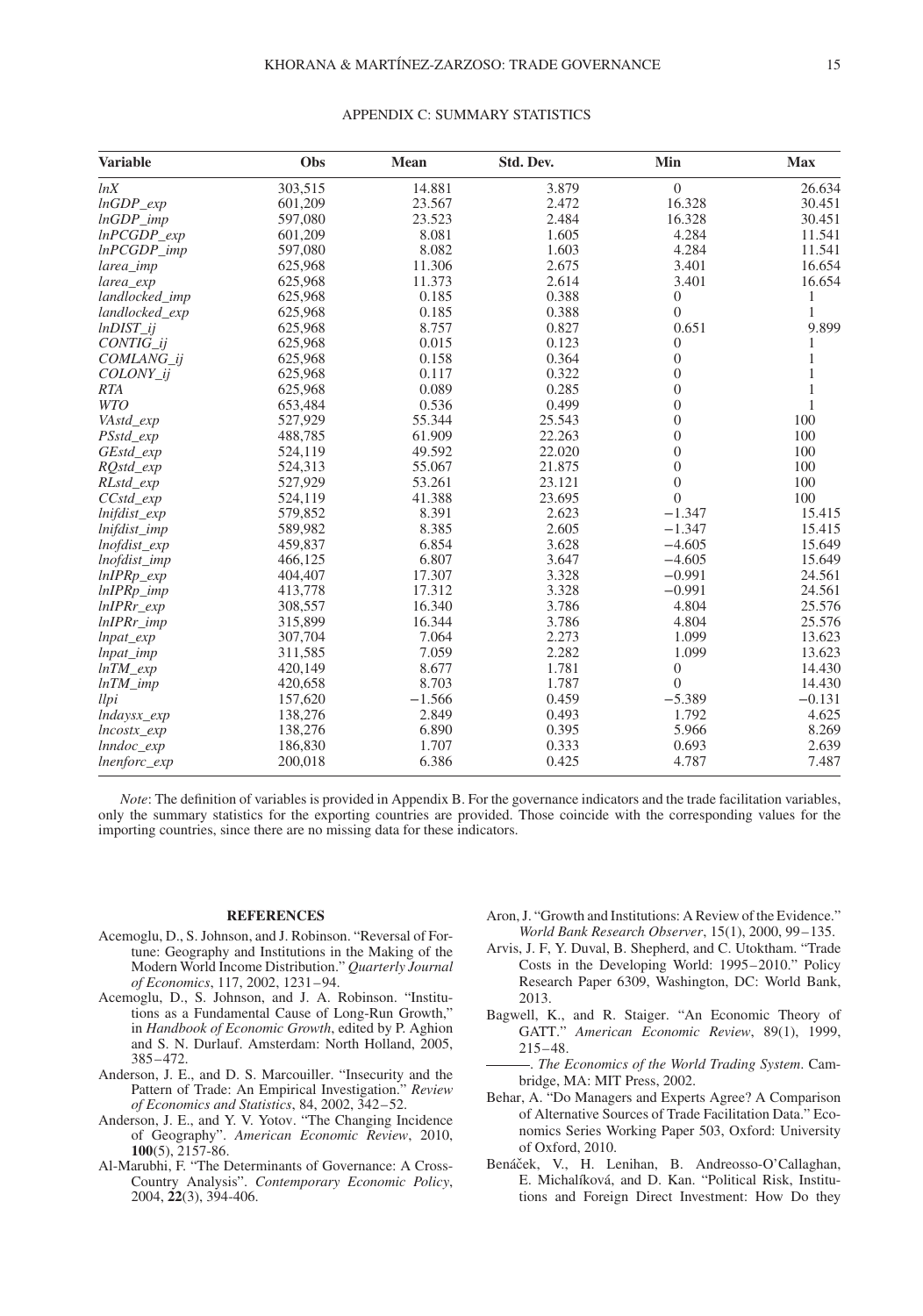## APPENDIX C: SUMMARY STATISTICS

| Variable | Obs | Mean | Std. Dev. | Min | Max |
|---|---|---|---|---|---|
| *lnX* | 303,515 | 14.881 | 3.879 | 0 | 26.634 |
| *lnGDP_exp* | 601,209 | 23.567 | 2.472 | 16.328 | 30.451 |
| *lnGDP_imp* | 597,080 | 23.523 | 2.484 | 16.328 | 30.451 |
| *lnPCGDP_exp* | 601,209 | 8.081 | 1.605 | 4.284 | 11.541 |
| *lnPCGDP_imp* | 597,080 | 8.082 | 1.603 | 4.284 | 11.541 |
| *larea_imp* | 625,968 | 11.306 | 2.675 | 3.401 | 16.654 |
| *larea_exp* | 625,968 | 11.373 | 2.614 | 3.401 | 16.654 |
| *landlocked_imp* | 625,968 | 0.185 | 0.388 | 0 | 1 |
| *landlocked_exp* | 625,968 | 0.185 | 0.388 | 0 | 1 |
| *lnDIST_ij* | 625,968 | 8.757 | 0.827 | 0.651 | 9.899 |
| *CONTIG_ij* | 625,968 | 0.015 | 0.123 | 0 | 1 |
| *COMLANG_ij* | 625,968 | 0.158 | 0.364 | 0 | 1 |
| *COLONY_ij* | 625,968 | 0.117 | 0.322 | 0 | 1 |
| *RTA* | 625,968 | 0.089 | 0.285 | 0 | 1 |
| *WTO* | 653,484 | 0.536 | 0.499 | 0 | 1 |
| *VAstd_exp* | 527,929 | 55.344 | 25.543 | 0 | 100 |
| *PSstd_exp* | 488,785 | 61.909 | 22.263 | 0 | 100 |
| *GEstd_exp* | 524,119 | 49.592 | 22.020 | 0 | 100 |
| *RQstd_exp* | 524,313 | 55.067 | 21.875 | 0 | 100 |
| *RLstd_exp* | 527,929 | 53.261 | 23.121 | 0 | 100 |
| *CCstd_exp* | 524,119 | 41.388 | 23.695 | 0 | 100 |
| *lnifdist_exp* | 579,852 | 8.391 | 2.623 | −1.347 | 15.415 |
| *lnifdist_imp* | 589,982 | 8.385 | 2.605 | −1.347 | 15.415 |
| *lnofdist_exp* | 459,837 | 6.854 | 3.628 | −4.605 | 15.649 |
| *lnofdist_imp* | 466,125 | 6.807 | 3.647 | −4.605 | 15.649 |
| *lnIPRp_exp* | 404,407 | 17.307 | 3.328 | −0.991 | 24.561 |
| *lnIPRp_imp* | 413,778 | 17.312 | 3.328 | −0.991 | 24.561 |
| *lnIPRr_exp* | 308,557 | 16.340 | 3.786 | 4.804 | 25.576 |
| *lnIPRr_imp* | 315,899 | 16.344 | 3.786 | 4.804 | 25.576 |
| *lnpat_exp* | 307,704 | 7.064 | 2.273 | 1.099 | 13.623 |
| *lnpat_imp* | 311,585 | 7.059 | 2.282 | 1.099 | 13.623 |
| *lnTM_exp* | 420,149 | 8.677 | 1.781 | 0 | 14.430 |
| *lnTM_imp* | 420,658 | 8.703 | 1.787 | 0 | 14.430 |
| *llpi* | 157,620 | −1.566 | 0.459 | −5.389 | −0.131 |
| *lndaysx_exp* | 138,276 | 2.849 | 0.493 | 1.792 | 4.625 |
| *lncostx_exp* | 138,276 | 6.890 | 0.395 | 5.966 | 8.269 |
| *lnndoc_exp* | 186,830 | 1.707 | 0.333 | 0.693 | 2.639 |
| *lnenforc_exp* | 200,018 | 6.386 | 0.425 | 4.787 | 7.487 |

*Note*: The definition of variables is provided in Appendix B. For the governance indicators and the trade facilitation variables, only the summary statistics for the exporting countries are provided. Those coincide with the corresponding values for the importing countries, since there are no missing data for these indicators.

## REFERENCES

Acemoglu, D., S. Johnson, and J. Robinson. "Reversal of Fortune: Geography and Institutions in the Making of the Modern World Income Distribution." *Quarterly Journal of Economics*, 117, 2002, 1231–94.

Acemoglu, D., S. Johnson, and J. A. Robinson. "Institutions as a Fundamental Cause of Long-Run Growth," in *Handbook of Economic Growth*, edited by P. Aghion and S. N. Durlauf. Amsterdam: North Holland, 2005, 385–472.

Anderson, J. E., and D. S. Marcouiller. "Insecurity and the Pattern of Trade: An Empirical Investigation." *Review of Economics and Statistics*, 84, 2002, 342–52.

Anderson, J. E., and Y. V. Yotov. "The Changing Incidence of Geography". *American Economic Review*, 2010, **100**(5), 2157-86.

Al-Marubhi, F. "The Determinants of Governance: A Cross-Country Analysis". *Contemporary Economic Policy*, 2004, **22**(3), 394-406.

Aron, J. "Growth and Institutions: A Review of the Evidence." *World Bank Research Observer*, 15(1), 2000, 99–135.

Arvis, J. F, Y. Duval, B. Shepherd, and C. Utoktham. "Trade Costs in the Developing World: 1995–2010." Policy Research Paper 6309, Washington, DC: World Bank, 2013.

Bagwell, K., and R. Staiger. "An Economic Theory of GATT." *American Economic Review*, 89(1), 1999, 215–48.

———. *The Economics of the World Trading System*. Cambridge, MA: MIT Press, 2002.

Behar, A. "Do Managers and Experts Agree? A Comparison of Alternative Sources of Trade Facilitation Data." Economics Series Working Paper 503, Oxford: University of Oxford, 2010.

Benáček, V., H. Lenihan, B. Andreosso-O'Callaghan, E. Michalíková, and D. Kan. "Political Risk, Institutions and Foreign Direct Investment: How Do they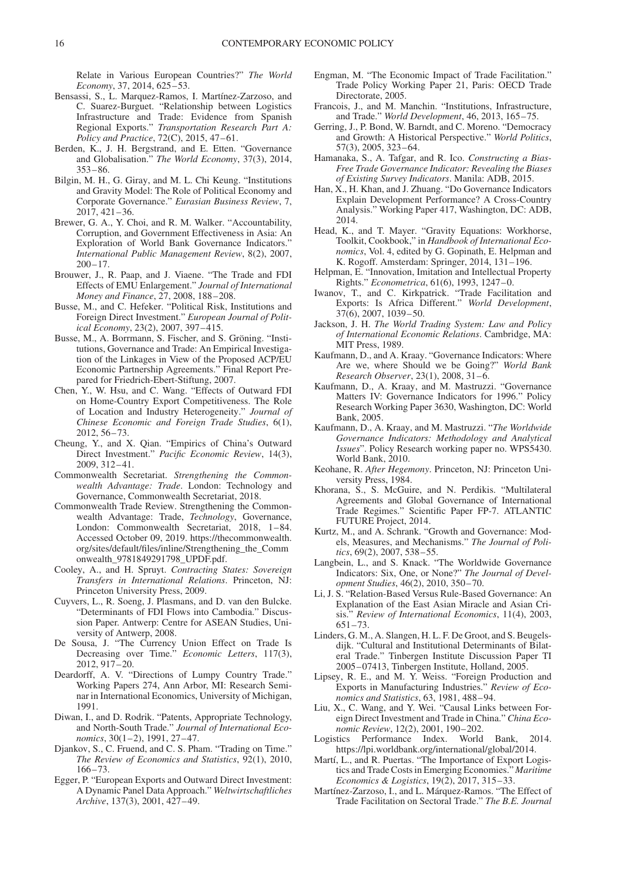Relate in Various European Countries?" *The World Economy*, 37, 2014, 625–53.

Bensassi, S., L. Marquez-Ramos, I. Martínez-Zarzoso, and C. Suarez-Burguet. "Relationship between Logistics Infrastructure and Trade: Evidence from Spanish Regional Exports." *Transportation Research Part A: Policy and Practice*, 72(C), 2015, 47–61.

Berden, K., J. H. Bergstrand, and E. Etten. "Governance and Globalisation." *The World Economy*, 37(3), 2014, 353–86.

Bilgin, M. H., G. Giray, and M. L. Chi Keung. "Institutions and Gravity Model: The Role of Political Economy and Corporate Governance." *Eurasian Business Review*, 7, 2017, 421–36.

Brewer, G. A., Y. Choi, and R. M. Walker. "Accountability, Corruption, and Government Effectiveness in Asia: An Exploration of World Bank Governance Indicators." *International Public Management Review*, 8(2), 2007, 200–17.

Brouwer, J., R. Paap, and J. Viaene. "The Trade and FDI Effects of EMU Enlargement." *Journal of International Money and Finance*, 27, 2008, 188–208.

Busse, M., and C. Hefeker. "Political Risk, Institutions and Foreign Direct Investment." *European Journal of Political Economy*, 23(2), 2007, 397–415.

Busse, M., A. Borrmann, S. Fischer, and S. Gröning. "Institutions, Governance and Trade: An Empirical Investigation of the Linkages in View of the Proposed ACP/EU Economic Partnership Agreements." Final Report Prepared for Friedrich-Ebert-Stiftung, 2007.

Chen, Y., W. Hsu, and C. Wang. "Effects of Outward FDI on Home-Country Export Competitiveness. The Role of Location and Industry Heterogeneity." *Journal of Chinese Economic and Foreign Trade Studies*, 6(1), 2012, 56–73.

Cheung, Y., and X. Qian. "Empirics of China's Outward Direct Investment." *Pacific Economic Review*, 14(3), 2009, 312–41.

Commonwealth Secretariat. *Strengthening the Commonwealth Advantage: Trade*. London: Technology and Governance, Commonwealth Secretariat, 2018.

Commonwealth Trade Review. Strengthening the Commonwealth Advantage: Trade, *Technology*, Governance, London: Commonwealth Secretariat, 2018, 1–84. Accessed October 09, 2019. https://thecommonwealth.org/sites/default/files/inline/Strengthening_the_Commonwealth_9781849291798_UPDF.pdf.

Cooley, A., and H. Spruyt. *Contracting States: Sovereign Transfers in International Relations*. Princeton, NJ: Princeton University Press, 2009.

Cuyvers, L., R. Soeng, J. Plasmans, and D. van den Bulcke. "Determinants of FDI Flows into Cambodia." Discussion Paper. Antwerp: Centre for ASEAN Studies, University of Antwerp, 2008.

De Sousa, J. "The Currency Union Effect on Trade Is Decreasing over Time." *Economic Letters*, 117(3), 2012, 917–20.

Deardorff, A. V. "Directions of Lumpy Country Trade." Working Papers 274, Ann Arbor, MI: Research Seminar in International Economics, University of Michigan, 1991.

Diwan, I., and D. Rodrik. "Patents, Appropriate Technology, and North-South Trade." *Journal of International Economics*, 30(1–2), 1991, 27–47.

Djankov, S., C. Fruend, and C. S. Pham. "Trading on Time." *The Review of Economics and Statistics*, 92(1), 2010, 166–73.

Egger, P. "European Exports and Outward Direct Investment: A Dynamic Panel Data Approach." *Weltwirtschaftliches Archive*, 137(3), 2001, 427–49.

Engman, M. "The Economic Impact of Trade Facilitation." Trade Policy Working Paper 21, Paris: OECD Trade Directorate, 2005.

Francois, J., and M. Manchin. "Institutions, Infrastructure, and Trade." *World Development*, 46, 2013, 165–75.

Gerring, J., P. Bond, W. Barndt, and C. Moreno. "Democracy and Growth: A Historical Perspective." *World Politics*, 57(3), 2005, 323–64.

Hamanaka, S., A. Tafgar, and R. Ico. *Constructing a Bias-Free Trade Governance Indicator: Revealing the Biases of Existing Survey Indicators*. Manila: ADB, 2015.

Han, X., H. Khan, and J. Zhuang. "Do Governance Indicators Explain Development Performance? A Cross-Country Analysis." Working Paper 417, Washington, DC: ADB, 2014.

Head, K., and T. Mayer. "Gravity Equations: Workhorse, Toolkit, Cookbook," in *Handbook of International Economics*, Vol. 4, edited by G. Gopinath, E. Helpman and K. Rogoff. Amsterdam: Springer, 2014, 131–196.

Helpman, E. "Innovation, Imitation and Intellectual Property Rights." *Econometrica*, 61(6), 1993, 1247–0.

Iwanov, T., and C. Kirkpatrick. "Trade Facilitation and Exports: Is Africa Different." *World Development*, 37(6), 2007, 1039–50.

Jackson, J. H. *The World Trading System: Law and Policy of International Economic Relations*. Cambridge, MA: MIT Press, 1989.

Kaufmann, D., and A. Kraay. "Governance Indicators: Where Are we, where Should we be Going?" *World Bank Research Observer*, 23(1), 2008, 31–6.

Kaufmann, D., A. Kraay, and M. Mastruzzi. "Governance Matters IV: Governance Indicators for 1996." Policy Research Working Paper 3630, Washington, DC: World Bank, 2005.

Kaufmann, D., A. Kraay, and M. Mastruzzi. "*The Worldwide Governance Indicators: Methodology and Analytical Issues*". Policy Research working paper no. WPS5430. World Bank, 2010.

Keohane, R. *After Hegemony*. Princeton, NJ: Princeton University Press, 1984.

Khorana, S., S. McGuire, and N. Perdikis. "Multilateral Agreements and Global Governance of International Trade Regimes." Scientific Paper FP-7. ATLANTIC FUTURE Project, 2014.

Kurtz, M., and A. Schrank. "Growth and Governance: Models, Measures, and Mechanisms." *The Journal of Politics*, 69(2), 2007, 538–55.

Langbein, L., and S. Knack. "The Worldwide Governance Indicators: Six, One, or None?" *The Journal of Development Studies*, 46(2), 2010, 350–70.

Li, J. S. "Relation-Based Versus Rule-Based Governance: An Explanation of the East Asian Miracle and Asian Crisis." *Review of International Economics*, 11(4), 2003, 651–73.

Linders, G. M., A. Slangen, H. L. F. De Groot, and S. Beugelsdijk. "Cultural and Institutional Determinants of Bilateral Trade." Tinbergen Institute Discussion Paper TI 2005–07413, Tinbergen Institute, Holland, 2005.

Lipsey, R. E., and M. Y. Weiss. "Foreign Production and Exports in Manufacturing Industries." *Review of Economics and Statistics*, 63, 1981, 488–94.

Liu, X., C. Wang, and Y. Wei. "Causal Links between Foreign Direct Investment and Trade in China." *China Economic Review*, 12(2), 2001, 190–202.

Logistics Performance Index. World Bank, 2014. https://lpi.worldbank.org/international/global/2014.

Martí, L., and R. Puertas. "The Importance of Export Logistics and Trade Costs in Emerging Economies." *Maritime Economics & Logistics*, 19(2), 2017, 315–33.

Martínez-Zarzoso, I., and L. Márquez-Ramos. "The Effect of Trade Facilitation on Sectoral Trade." *The B.E. Journal*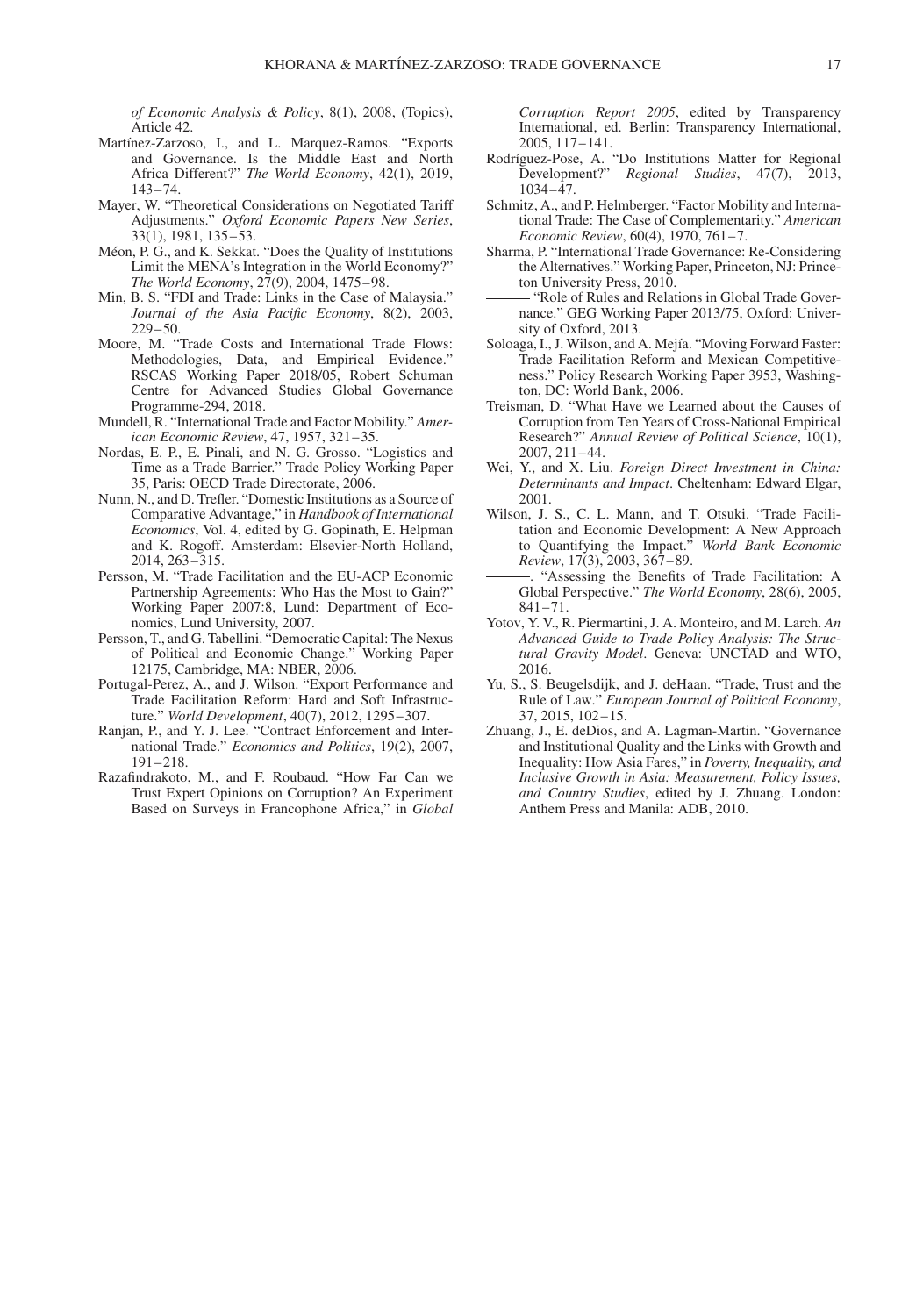*of Economic Analysis & Policy*, 8(1), 2008, (Topics), Article 42.

Martínez-Zarzoso, I., and L. Marquez-Ramos. "Exports and Governance. Is the Middle East and North Africa Different?" *The World Economy*, 42(1), 2019, 143–74.

Mayer, W. "Theoretical Considerations on Negotiated Tariff Adjustments." *Oxford Economic Papers New Series*, 33(1), 1981, 135–53.

Méon, P. G., and K. Sekkat. "Does the Quality of Institutions Limit the MENA's Integration in the World Economy?" *The World Economy*, 27(9), 2004, 1475–98.

Min, B. S. "FDI and Trade: Links in the Case of Malaysia." *Journal of the Asia Pacific Economy*, 8(2), 2003, 229–50.

Moore, M. "Trade Costs and International Trade Flows: Methodologies, Data, and Empirical Evidence." RSCAS Working Paper 2018/05, Robert Schuman Centre for Advanced Studies Global Governance Programme-294, 2018.

Mundell, R. "International Trade and Factor Mobility." *American Economic Review*, 47, 1957, 321–35.

Nordas, E. P., E. Pinali, and N. G. Grosso. "Logistics and Time as a Trade Barrier." Trade Policy Working Paper 35, Paris: OECD Trade Directorate, 2006.

Nunn, N., and D. Trefler. "Domestic Institutions as a Source of Comparative Advantage," in *Handbook of International Economics*, Vol. 4, edited by G. Gopinath, E. Helpman and K. Rogoff. Amsterdam: Elsevier-North Holland, 2014, 263–315.

Persson, M. "Trade Facilitation and the EU-ACP Economic Partnership Agreements: Who Has the Most to Gain?" Working Paper 2007:8, Lund: Department of Economics, Lund University, 2007.

Persson, T., and G. Tabellini. "Democratic Capital: The Nexus of Political and Economic Change." Working Paper 12175, Cambridge, MA: NBER, 2006.

Portugal-Perez, A., and J. Wilson. "Export Performance and Trade Facilitation Reform: Hard and Soft Infrastructure." *World Development*, 40(7), 2012, 1295–307.

Ranjan, P., and Y. J. Lee. "Contract Enforcement and International Trade." *Economics and Politics*, 19(2), 2007, 191–218.

Razafindrakoto, M., and F. Roubaud. "How Far Can we Trust Expert Opinions on Corruption? An Experiment Based on Surveys in Francophone Africa," in *Global Corruption Report 2005*, edited by Transparency International, ed. Berlin: Transparency International, 2005, 117–141.

Rodríguez-Pose, A. "Do Institutions Matter for Regional Development?" *Regional Studies*, 47(7), 2013, 1034–47.

Schmitz, A., and P. Helmberger. "Factor Mobility and International Trade: The Case of Complementarity." *American Economic Review*, 60(4), 1970, 761–7.

Sharma, P. "International Trade Governance: Re-Considering the Alternatives." Working Paper, Princeton, NJ: Princeton University Press, 2010.

——— "Role of Rules and Relations in Global Trade Governance." GEG Working Paper 2013/75, Oxford: University of Oxford, 2013.

Soloaga, I., J. Wilson, and A. Mejía. "Moving Forward Faster: Trade Facilitation Reform and Mexican Competitiveness." Policy Research Working Paper 3953, Washington, DC: World Bank, 2006.

Treisman, D. "What Have we Learned about the Causes of Corruption from Ten Years of Cross-National Empirical Research?" *Annual Review of Political Science*, 10(1), 2007, 211–44.

Wei, Y., and X. Liu. *Foreign Direct Investment in China: Determinants and Impact*. Cheltenham: Edward Elgar, 2001.

Wilson, J. S., C. L. Mann, and T. Otsuki. "Trade Facilitation and Economic Development: A New Approach to Quantifying the Impact." *World Bank Economic Review*, 17(3), 2003, 367–89.

———. "Assessing the Benefits of Trade Facilitation: A Global Perspective." *The World Economy*, 28(6), 2005, 841–71.

Yotov, Y. V., R. Piermartini, J. A. Monteiro, and M. Larch. *An Advanced Guide to Trade Policy Analysis: The Structural Gravity Model*. Geneva: UNCTAD and WTO, 2016.

Yu, S., S. Beugelsdijk, and J. deHaan. "Trade, Trust and the Rule of Law." *European Journal of Political Economy*, 37, 2015, 102–15.

Zhuang, J., E. deDios, and A. Lagman-Martin. "Governance and Institutional Quality and the Links with Growth and Inequality: How Asia Fares," in *Poverty, Inequality, and Inclusive Growth in Asia: Measurement, Policy Issues, and Country Studies*, edited by J. Zhuang. London: Anthem Press and Manila: ADB, 2010.